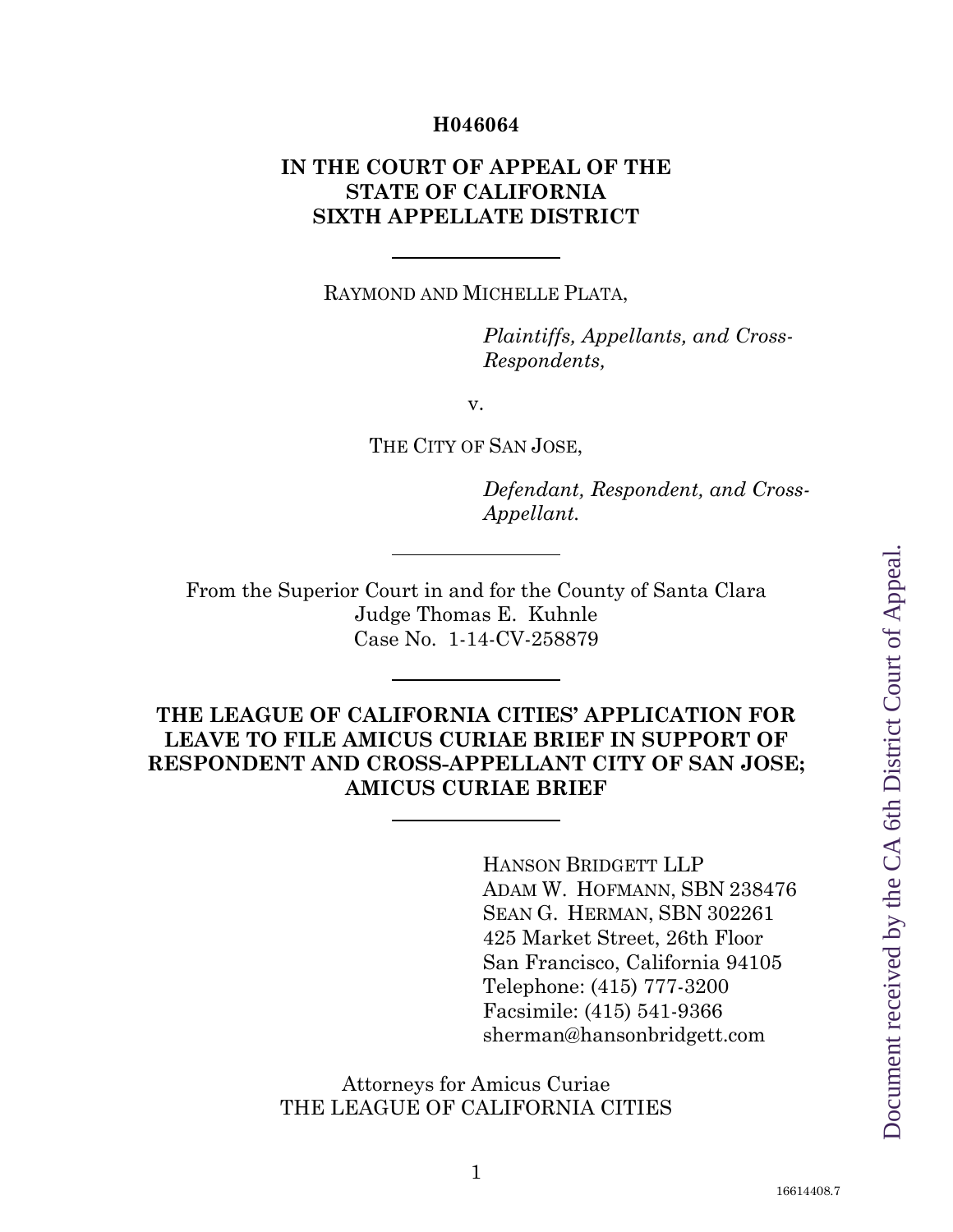**H046064**

**IN THE COURT OF APPEAL OF THE STATE OF CALIFORNIA SIXTH APPELLATE DISTRICT**

---

RAYMOND AND MICHELLE PLATA,

*Plaintiffs, Appellants, and Cross-Respondents,*

v.

THE CITY OF SAN JOSE,

*Defendant, Respondent, and Cross-Appellant.*

---

From the Superior Court in and for the County of Santa Clara
Judge Thomas E. Kuhnle
Case No. 1-14-CV-258879

---

**THE LEAGUE OF CALIFORNIA CITIES' APPLICATION FOR LEAVE TO FILE AMICUS CURIAE BRIEF IN SUPPORT OF RESPONDENT AND CROSS-APPELLANT CITY OF SAN JOSE; AMICUS CURIAE BRIEF**

---

HANSON BRIDGETT LLP
ADAM W. HOFMANN, SBN 238476
SEAN G. HERMAN, SBN 302261
425 Market Street, 26th Floor
San Francisco, California 94105
Telephone: (415) 777-3200
Facsimile: (415) 541-9366
sherman@hansonbridgett.com

Attorneys for Amicus Curiae
THE LEAGUE OF CALIFORNIA CITIES

Document received by the CA 6th District Court of Appeal.

16614408.7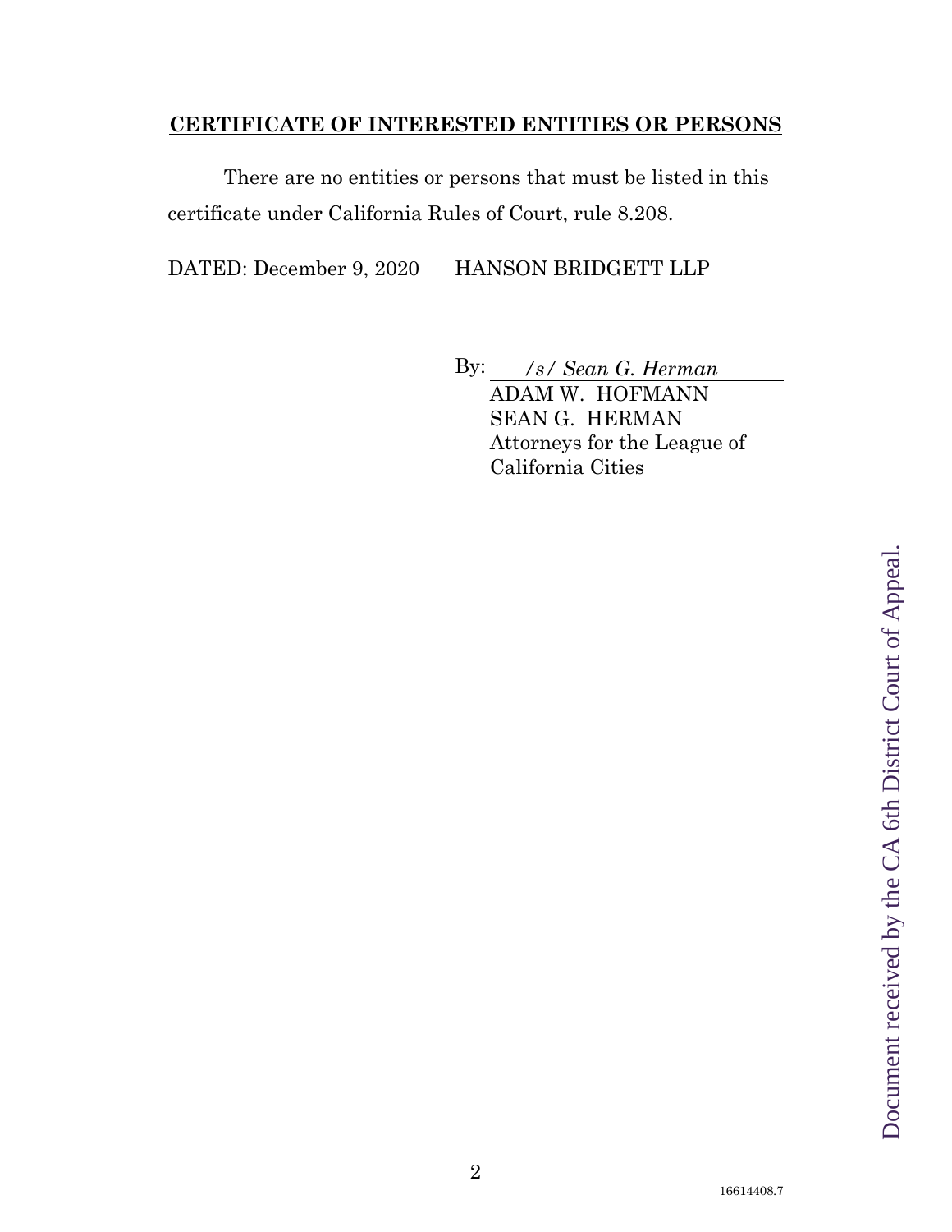**CERTIFICATE OF INTERESTED ENTITIES OR PERSONS**

There are no entities or persons that must be listed in this certificate under California Rules of Court, rule 8.208.

DATED: December 9, 2020 HANSON BRIDGETT LLP

By: */s/ Sean G. Herman*
ADAM W. HOFMANN
SEAN G. HERMAN
Attorneys for the League of California Cities

Document received by the CA 6th District Court of Appeal.

16614408.7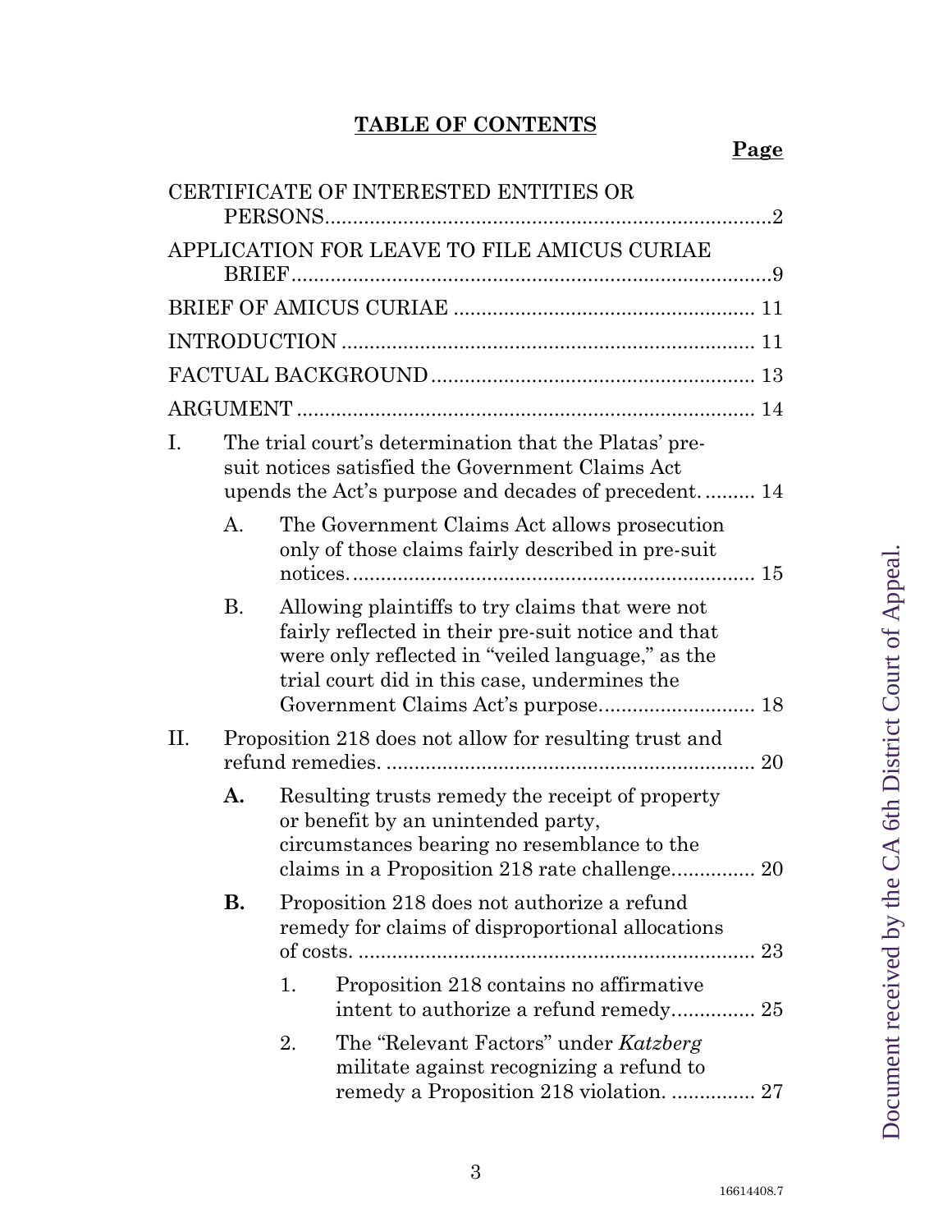**TABLE OF CONTENTS**

**Page**

CERTIFICATE OF INTERESTED ENTITIES OR PERSONS....................2

APPLICATION FOR LEAVE TO FILE AMICUS CURIAE BRIEF....................9

BRIEF OF AMICUS CURIAE .................... 11

INTRODUCTION .................... 11

FACTUAL BACKGROUND .................... 13

ARGUMENT .................... 14

I. The trial court's determination that the Platas' pre-suit notices satisfied the Government Claims Act upends the Act's purpose and decades of precedent. .......... 14

  A. The Government Claims Act allows prosecution only of those claims fairly described in pre-suit notices. .................... 15

  B. Allowing plaintiffs to try claims that were not fairly reflected in their pre-suit notice and that were only reflected in "veiled language," as the trial court did in this case, undermines the Government Claims Act's purpose. .................... 18

II. Proposition 218 does not allow for resulting trust and refund remedies. .................... 20

  **A.** Resulting trusts remedy the receipt of property or benefit by an unintended party, circumstances bearing no resemblance to the claims in a Proposition 218 rate challenge. .................... 20

  **B.** Proposition 218 does not authorize a refund remedy for claims of disproportional allocations of costs. .................... 23

    1. Proposition 218 contains no affirmative intent to authorize a refund remedy. .................... 25

    2. The "Relevant Factors" under *Katzberg* militate against recognizing a refund to remedy a Proposition 218 violation. .................... 27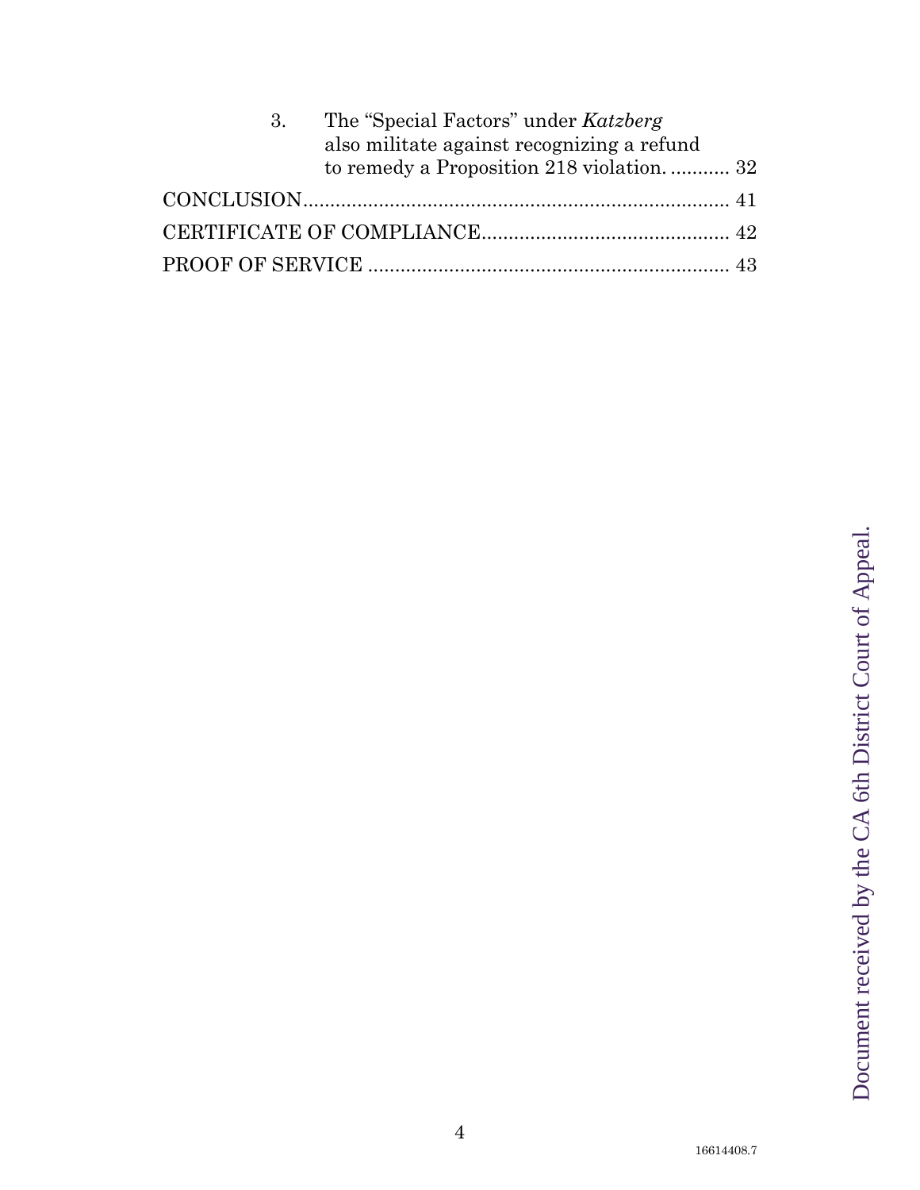3. The "Special Factors" under *Katzberg* also militate against recognizing a refund to remedy a Proposition 218 violation. ........... 32

CONCLUSION.............................................................................. 41

CERTIFICATE OF COMPLIANCE............................................. 42

PROOF OF SERVICE ................................................................... 43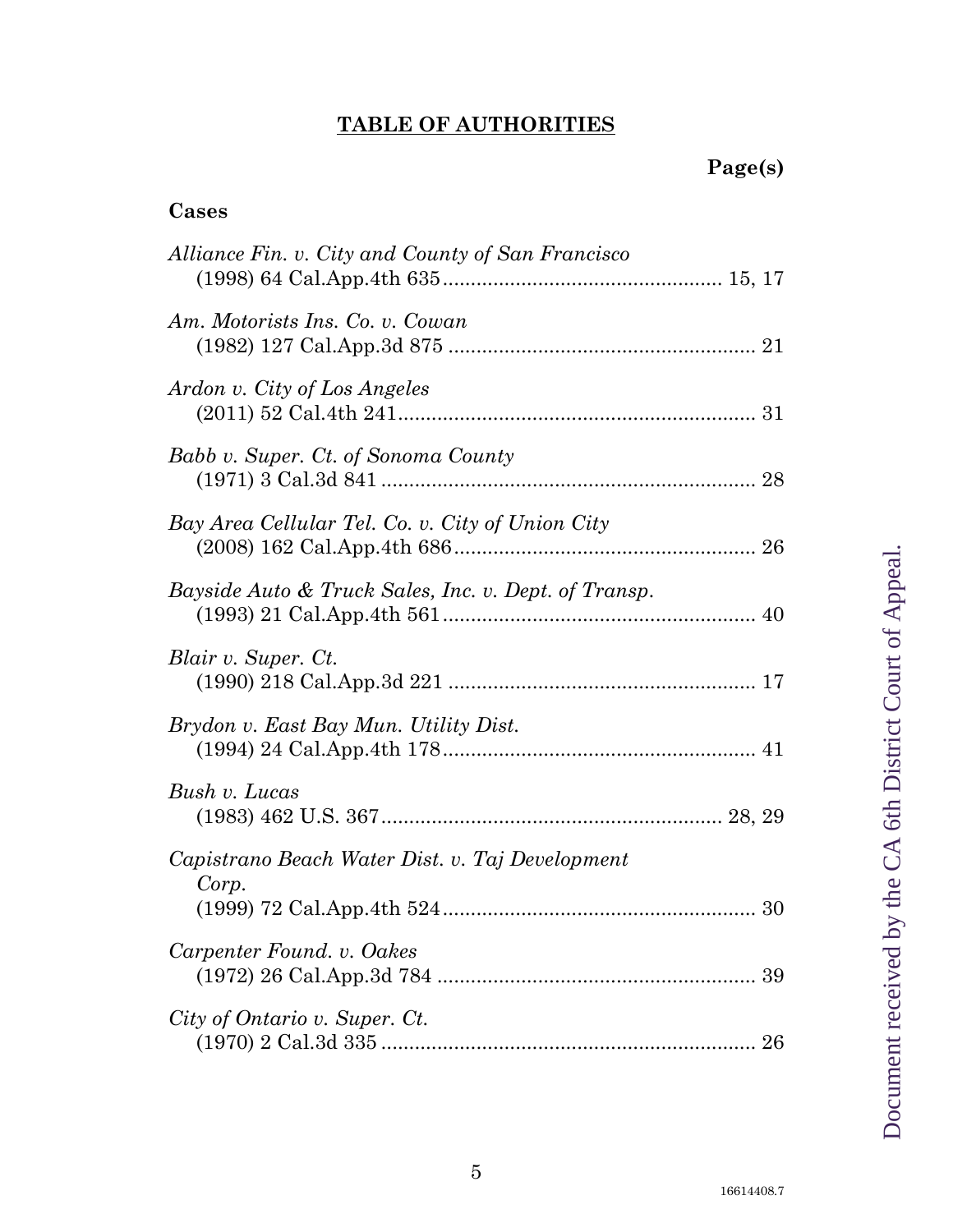**TABLE OF AUTHORITIES**

**Page(s)**

**Cases**

*Alliance Fin. v. City and County of San Francisco*
(1998) 64 Cal.App.4th 635 .................................................. 15, 17

*Am. Motorists Ins. Co. v. Cowan*
(1982) 127 Cal.App.3d 875 ....................................................... 21

*Ardon v. City of Los Angeles*
(2011) 52 Cal.4th 241 ................................................................. 31

*Babb v. Super. Ct. of Sonoma County*
(1971) 3 Cal.3d 841 .................................................................... 28

*Bay Area Cellular Tel. Co. v. City of Union City*
(2008) 162 Cal.App.4th 686 ....................................................... 26

*Bayside Auto & Truck Sales, Inc. v. Dept. of Transp.*
(1993) 21 Cal.App.4th 561 ......................................................... 40

*Blair v. Super. Ct.*
(1990) 218 Cal.App.3d 221 ....................................................... 17

*Brydon v. East Bay Mun. Utility Dist.*
(1994) 24 Cal.App.4th 178 ......................................................... 41

*Bush v. Lucas*
(1983) 462 U.S. 367 ............................................................. 28, 29

*Capistrano Beach Water Dist. v. Taj Development Corp.*
(1999) 72 Cal.App.4th 524 ......................................................... 30

*Carpenter Found. v. Oakes*
(1972) 26 Cal.App.3d 784 .......................................................... 39

*City of Ontario v. Super. Ct.*
(1970) 2 Cal.3d 335 .................................................................... 26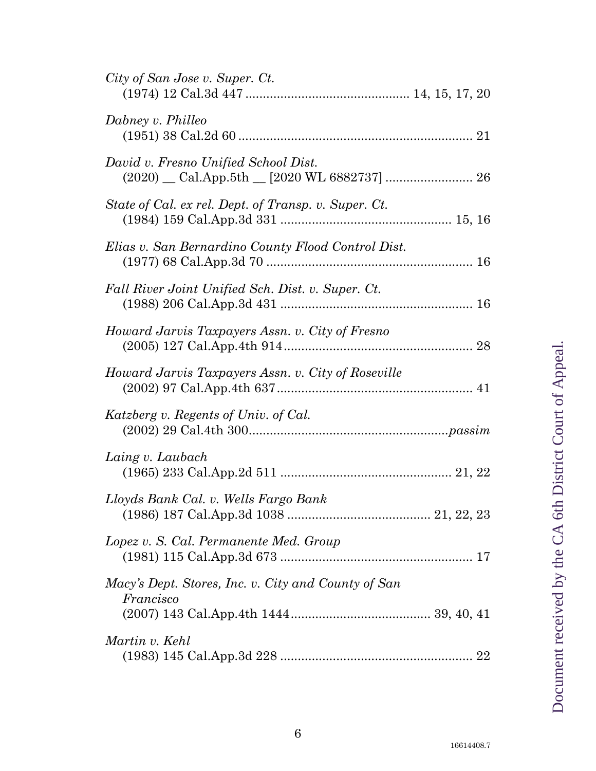*City of San Jose v. Super. Ct.*
(1974) 12 Cal.3d 447 .............................................. 14, 15, 17, 20

*Dabney v. Philleo*
(1951) 38 Cal.2d 60 .................................................................. 21

*David v. Fresno Unified School Dist.*
(2020) __ Cal.App.5th __ [2020 WL 6882737] ......................... 26

*State of Cal. ex rel. Dept. of Transp. v. Super. Ct.*
(1984) 159 Cal.App.3d 331 ................................................ 15, 16

*Elias v. San Bernardino County Flood Control Dist.*
(1977) 68 Cal.App.3d 70 .......................................................... 16

*Fall River Joint Unified Sch. Dist. v. Super. Ct.*
(1988) 206 Cal.App.3d 431 ...................................................... 16

*Howard Jarvis Taxpayers Assn. v. City of Fresno*
(2005) 127 Cal.App.4th 914 ..................................................... 28

*Howard Jarvis Taxpayers Assn. v. City of Roseville*
(2002) 97 Cal.App.4th 637 ........................................................ 41

*Katzberg v. Regents of Univ. of Cal.*
(2002) 29 Cal.4th 300........................................................*passim*

*Laing v. Laubach*
(1965) 233 Cal.App.2d 511 ................................................ 21, 22

*Lloyds Bank Cal. v. Wells Fargo Bank*
(1986) 187 Cal.App.3d 1038 ........................................ 21, 22, 23

*Lopez v. S. Cal. Permanente Med. Group*
(1981) 115 Cal.App.3d 673 ...................................................... 17

*Macy's Dept. Stores, Inc. v. City and County of San Francisco*
(2007) 143 Cal.App.4th 1444....................................... 39, 40, 41

*Martin v. Kehl*
(1983) 145 Cal.App.3d 228 ...................................................... 22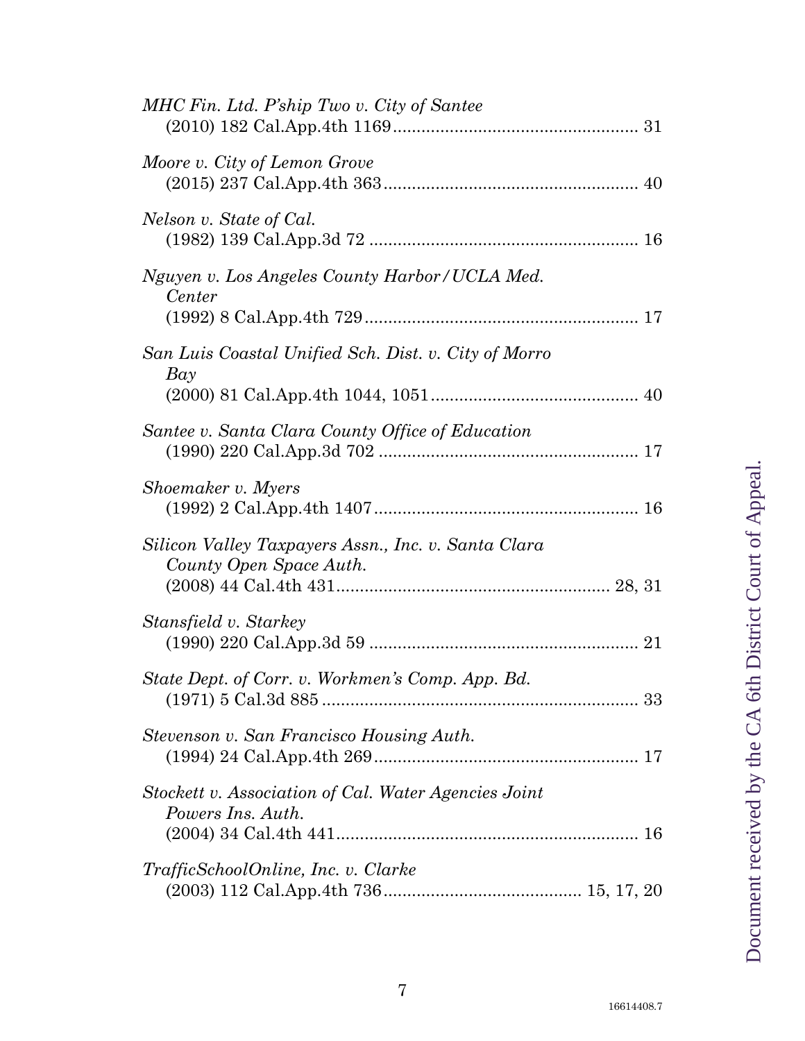*MHC Fin. Ltd. P'ship Two v. City of Santee*
(2010) 182 Cal.App.4th 1169 .................................................... 31

*Moore v. City of Lemon Grove*
(2015) 237 Cal.App.4th 363 ...................................................... 40

*Nelson v. State of Cal.*
(1982) 139 Cal.App.3d 72 ......................................................... 16

*Nguyen v. Los Angeles County Harbor/UCLA Med. Center*
(1992) 8 Cal.App.4th 729 .......................................................... 17

*San Luis Coastal Unified Sch. Dist. v. City of Morro Bay*
(2000) 81 Cal.App.4th 1044, 1051 ............................................ 40

*Santee v. Santa Clara County Office of Education*
(1990) 220 Cal.App.3d 702 ....................................................... 17

*Shoemaker v. Myers*
(1992) 2 Cal.App.4th 1407 ........................................................ 16

*Silicon Valley Taxpayers Assn., Inc. v. Santa Clara County Open Space Auth.*
(2008) 44 Cal.4th 431 .......................................................... 28, 31

*Stansfield v. Starkey*
(1990) 220 Cal.App.3d 59 ......................................................... 21

*State Dept. of Corr. v. Workmen's Comp. App. Bd.*
(1971) 5 Cal.3d 885 ................................................................... 33

*Stevenson v. San Francisco Housing Auth.*
(1994) 24 Cal.App.4th 269 ......................................................... 17

*Stockett v. Association of Cal. Water Agencies Joint Powers Ins. Auth.*
(2004) 34 Cal.4th 441 ................................................................. 16

*TrafficSchoolOnline, Inc. v. Clarke*
(2003) 112 Cal.App.4th 736 .......................................... 15, 17, 20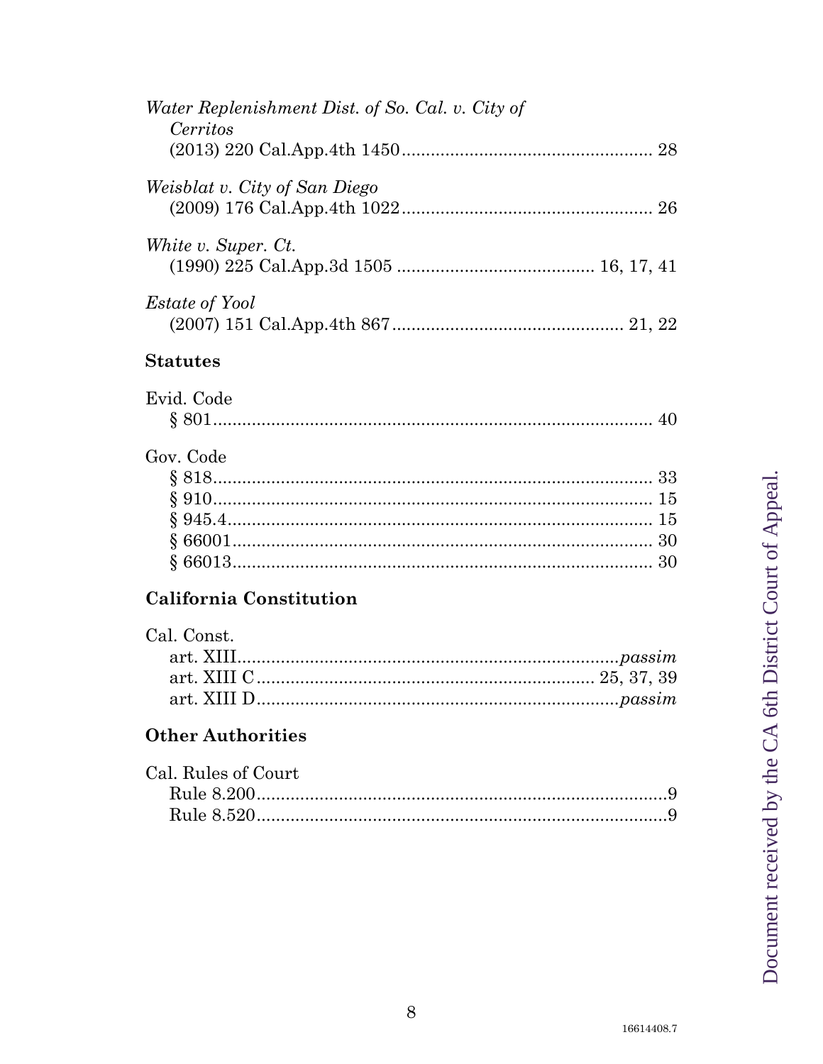*Water Replenishment Dist. of So. Cal. v. City of Cerritos*
(2013) 220 Cal.App.4th 1450 .................................................... 28

*Weisblat v. City of San Diego*
(2009) 176 Cal.App.4th 1022 .................................................... 26

*White v. Super. Ct.*
(1990) 225 Cal.App.3d 1505 ........................................ 16, 17, 41

*Estate of Yool*
(2007) 151 Cal.App.4th 867 ................................................ 21, 22

**Statutes**

Evid. Code
§ 801 ........................................................................................... 40

Gov. Code
§ 818 ........................................................................................... 33
§ 910 ........................................................................................... 15
§ 945.4 ........................................................................................ 15
§ 66001 ....................................................................................... 30
§ 66013 ....................................................................................... 30

**California Constitution**

Cal. Const.
art. XIII .............................................................................. *passim*
art. XIII C ..................................................................... 25, 37, 39
art. XIII D ........................................................................... *passim*

**Other Authorities**

Cal. Rules of Court
Rule 8.200 ......................................................................................9
Rule 8.520 ......................................................................................9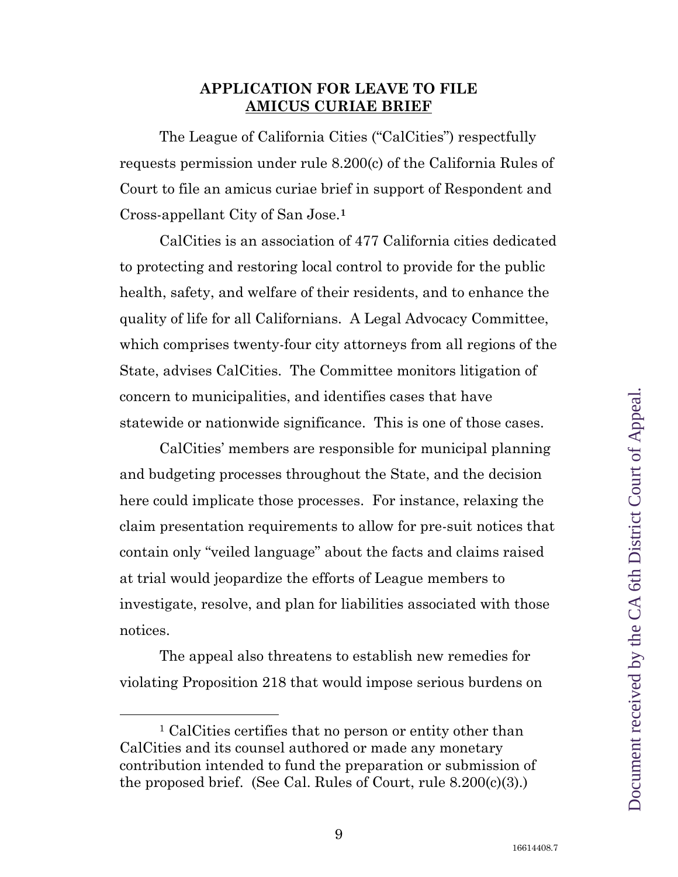## APPLICATION FOR LEAVE TO FILE AMICUS CURIAE BRIEF

The League of California Cities ("CalCities") respectfully requests permission under rule 8.200(c) of the California Rules of Court to file an amicus curiae brief in support of Respondent and Cross-appellant City of San Jose.[1]

CalCities is an association of 477 California cities dedicated to protecting and restoring local control to provide for the public health, safety, and welfare of their residents, and to enhance the quality of life for all Californians. A Legal Advocacy Committee, which comprises twenty-four city attorneys from all regions of the State, advises CalCities. The Committee monitors litigation of concern to municipalities, and identifies cases that have statewide or nationwide significance. This is one of those cases.

CalCities' members are responsible for municipal planning and budgeting processes throughout the State, and the decision here could implicate those processes. For instance, relaxing the claim presentation requirements to allow for pre-suit notices that contain only "veiled language" about the facts and claims raised at trial would jeopardize the efforts of League members to investigate, resolve, and plan for liabilities associated with those notices.

The appeal also threatens to establish new remedies for violating Proposition 218 that would impose serious burdens on

[1] CalCities certifies that no person or entity other than CalCities and its counsel authored or made any monetary contribution intended to fund the preparation or submission of the proposed brief. (See Cal. Rules of Court, rule 8.200(c)(3).)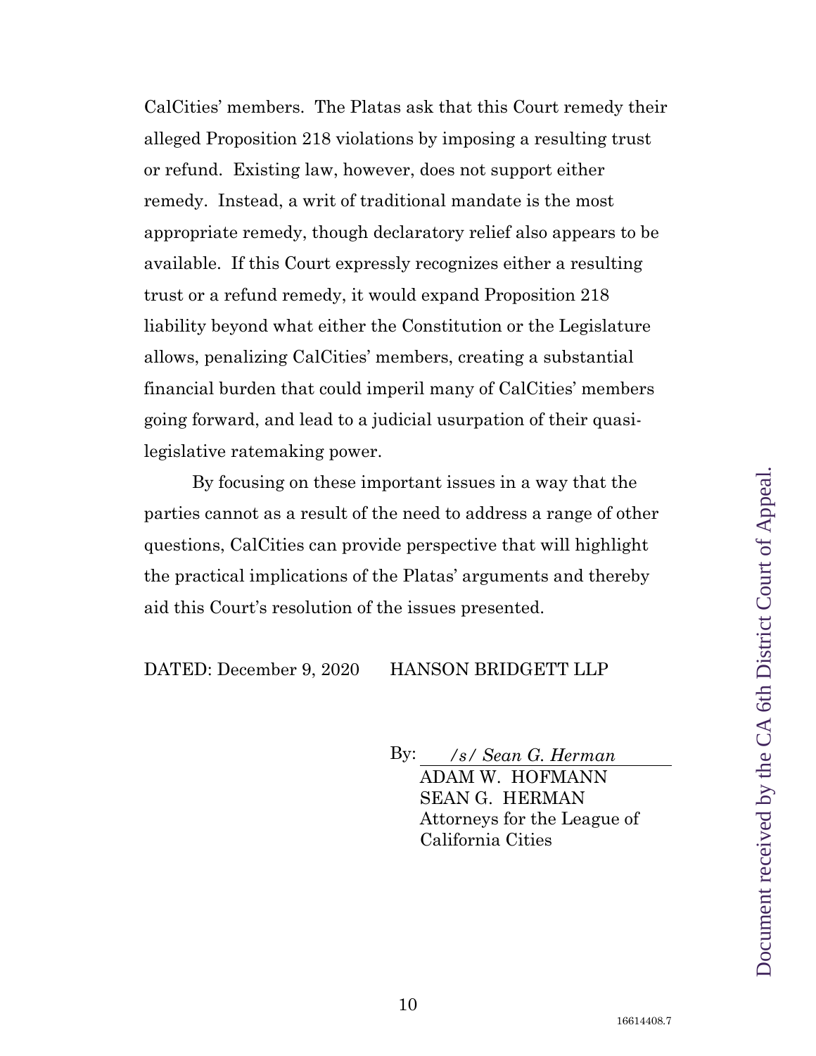CalCities' members. The Platas ask that this Court remedy their alleged Proposition 218 violations by imposing a resulting trust or refund. Existing law, however, does not support either remedy. Instead, a writ of traditional mandate is the most appropriate remedy, though declaratory relief also appears to be available. If this Court expressly recognizes either a resulting trust or a refund remedy, it would expand Proposition 218 liability beyond what either the Constitution or the Legislature allows, penalizing CalCities' members, creating a substantial financial burden that could imperil many of CalCities' members going forward, and lead to a judicial usurpation of their quasi-legislative ratemaking power.

By focusing on these important issues in a way that the parties cannot as a result of the need to address a range of other questions, CalCities can provide perspective that will highlight the practical implications of the Platas' arguments and thereby aid this Court's resolution of the issues presented.

DATED: December 9, 2020 HANSON BRIDGETT LLP

By: */s/ Sean G. Herman*
ADAM W. HOFMANN
SEAN G. HERMAN
Attorneys for the League of California Cities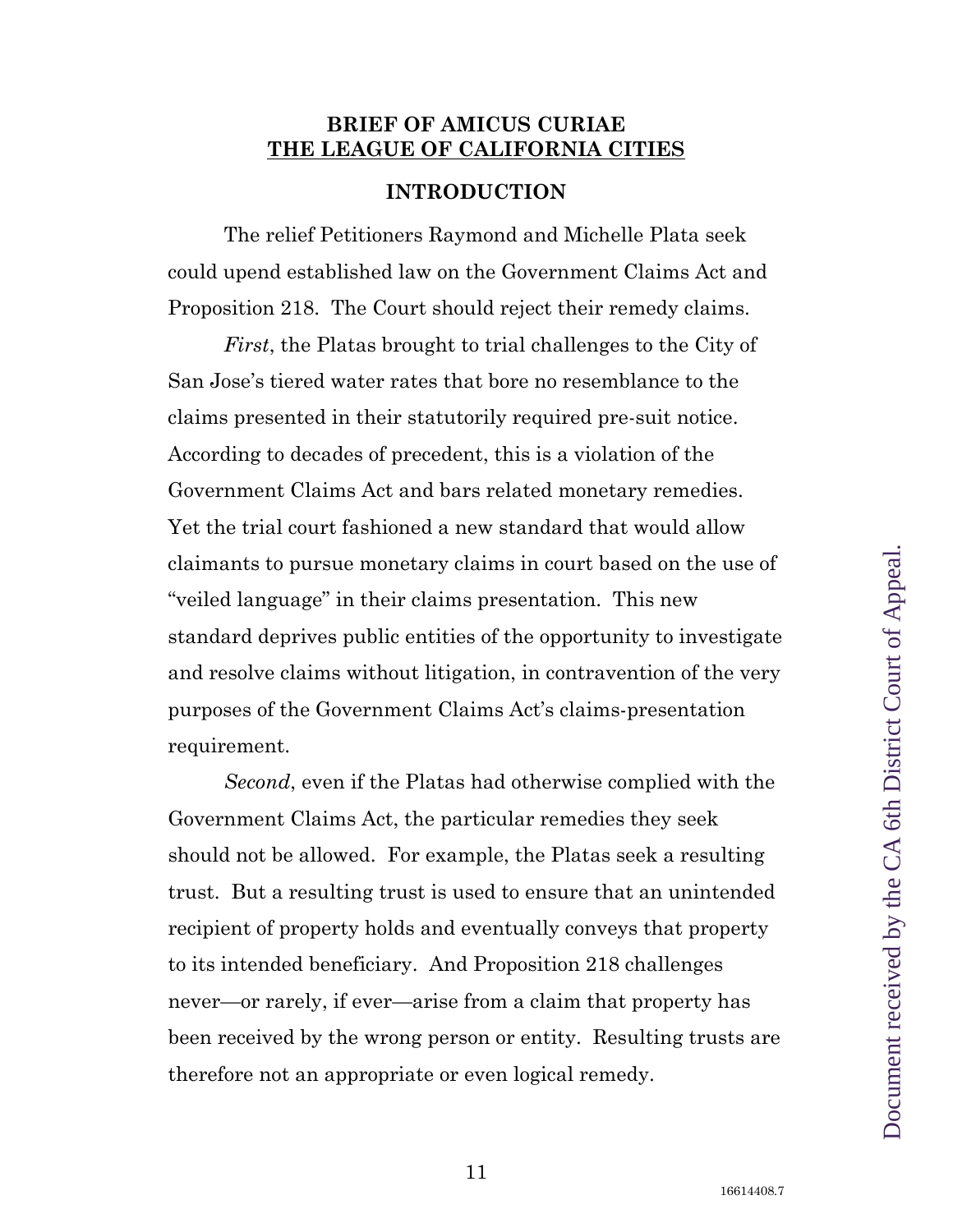**BRIEF OF AMICUS CURIAE**
**THE LEAGUE OF CALIFORNIA CITIES**

## INTRODUCTION

The relief Petitioners Raymond and Michelle Plata seek could upend established law on the Government Claims Act and Proposition 218. The Court should reject their remedy claims.

*First*, the Platas brought to trial challenges to the City of San Jose's tiered water rates that bore no resemblance to the claims presented in their statutorily required pre-suit notice. According to decades of precedent, this is a violation of the Government Claims Act and bars related monetary remedies. Yet the trial court fashioned a new standard that would allow claimants to pursue monetary claims in court based on the use of "veiled language" in their claims presentation. This new standard deprives public entities of the opportunity to investigate and resolve claims without litigation, in contravention of the very purposes of the Government Claims Act's claims-presentation requirement.

*Second*, even if the Platas had otherwise complied with the Government Claims Act, the particular remedies they seek should not be allowed. For example, the Platas seek a resulting trust. But a resulting trust is used to ensure that an unintended recipient of property holds and eventually conveys that property to its intended beneficiary. And Proposition 218 challenges never—or rarely, if ever—arise from a claim that property has been received by the wrong person or entity. Resulting trusts are therefore not an appropriate or even logical remedy.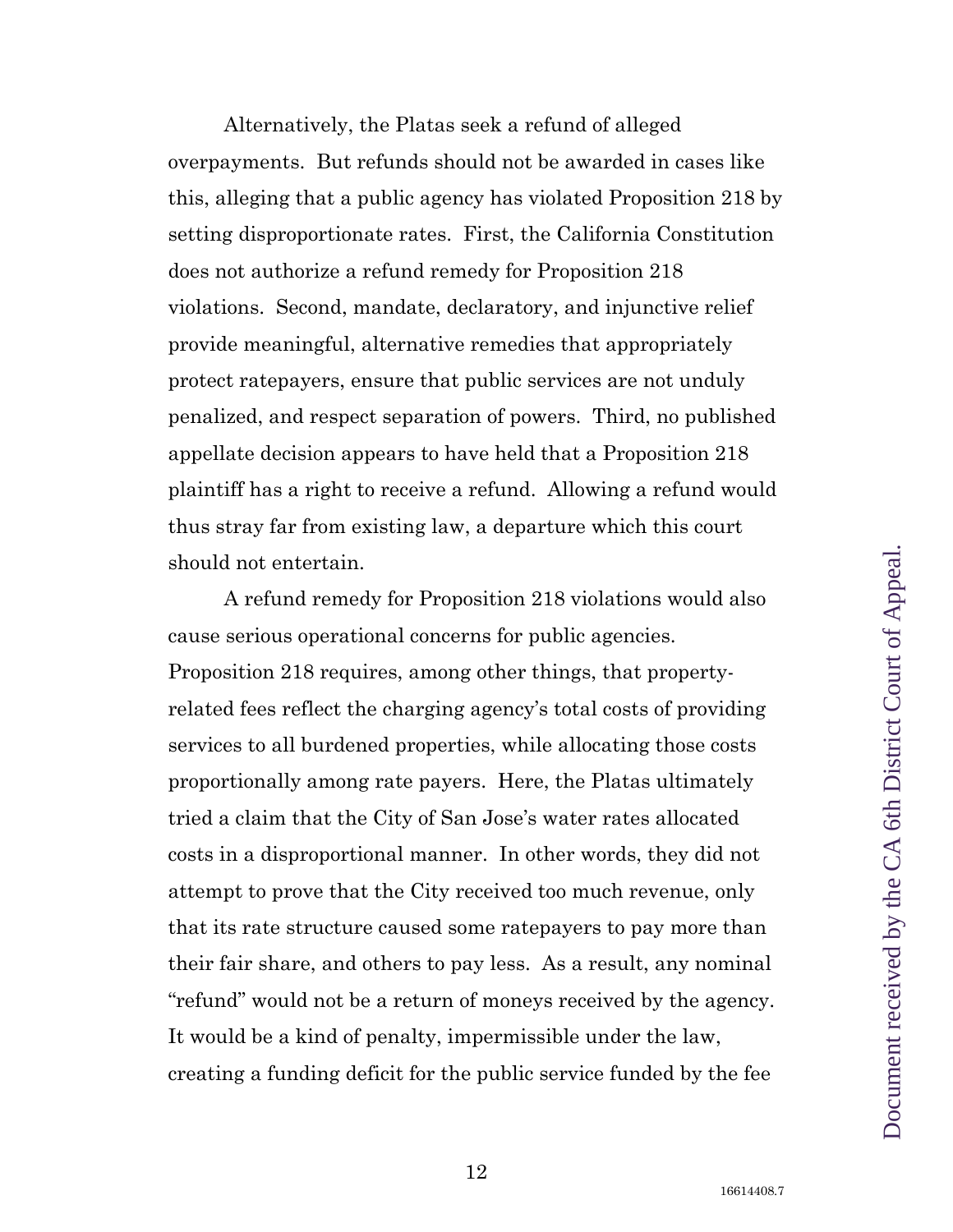Alternatively, the Platas seek a refund of alleged overpayments. But refunds should not be awarded in cases like this, alleging that a public agency has violated Proposition 218 by setting disproportionate rates. First, the California Constitution does not authorize a refund remedy for Proposition 218 violations. Second, mandate, declaratory, and injunctive relief provide meaningful, alternative remedies that appropriately protect ratepayers, ensure that public services are not unduly penalized, and respect separation of powers. Third, no published appellate decision appears to have held that a Proposition 218 plaintiff has a right to receive a refund. Allowing a refund would thus stray far from existing law, a departure which this court should not entertain.

A refund remedy for Proposition 218 violations would also cause serious operational concerns for public agencies. Proposition 218 requires, among other things, that property-related fees reflect the charging agency's total costs of providing services to all burdened properties, while allocating those costs proportionally among rate payers. Here, the Platas ultimately tried a claim that the City of San Jose's water rates allocated costs in a disproportional manner. In other words, they did not attempt to prove that the City received too much revenue, only that its rate structure caused some ratepayers to pay more than their fair share, and others to pay less. As a result, any nominal "refund" would not be a return of moneys received by the agency. It would be a kind of penalty, impermissible under the law, creating a funding deficit for the public service funded by the fee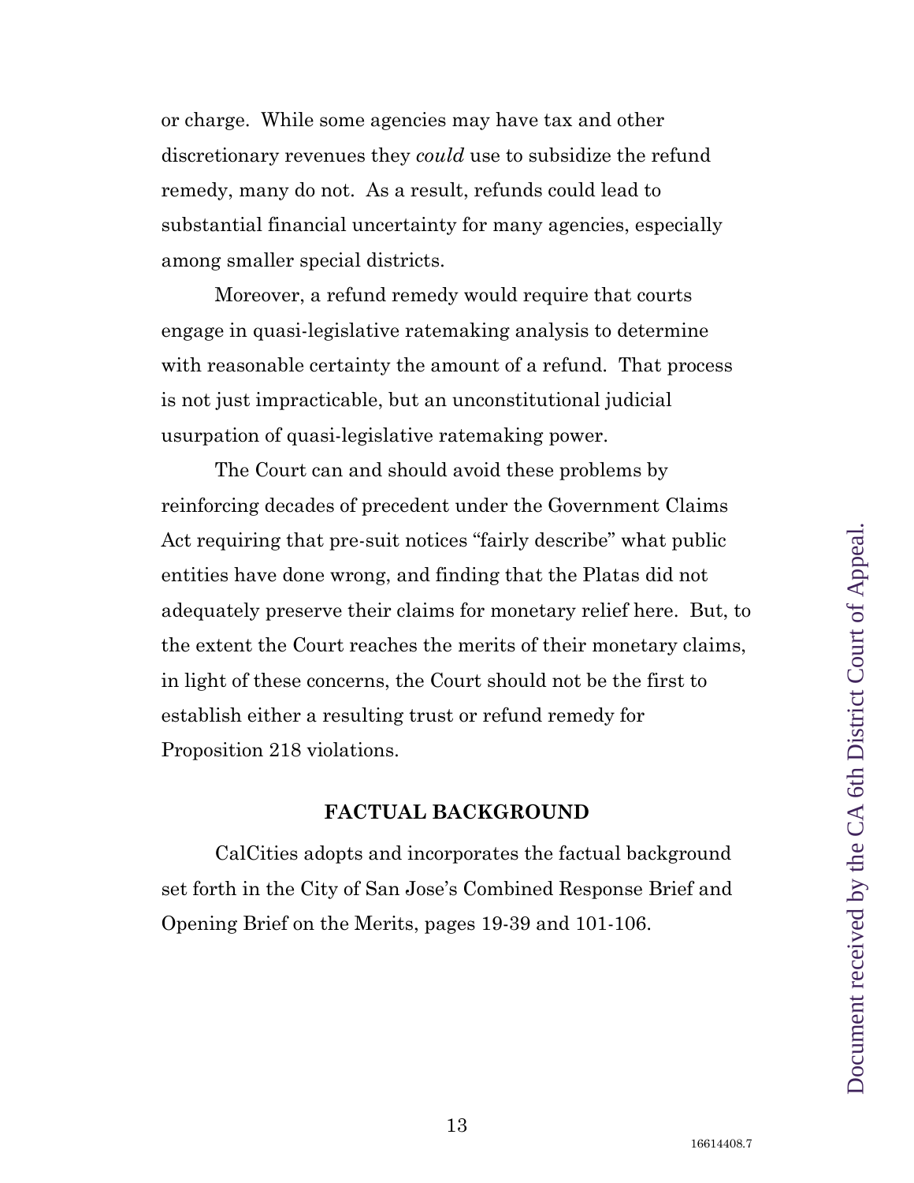or charge. While some agencies may have tax and other discretionary revenues they *could* use to subsidize the refund remedy, many do not. As a result, refunds could lead to substantial financial uncertainty for many agencies, especially among smaller special districts.

Moreover, a refund remedy would require that courts engage in quasi-legislative ratemaking analysis to determine with reasonable certainty the amount of a refund. That process is not just impracticable, but an unconstitutional judicial usurpation of quasi-legislative ratemaking power.

The Court can and should avoid these problems by reinforcing decades of precedent under the Government Claims Act requiring that pre-suit notices "fairly describe" what public entities have done wrong, and finding that the Platas did not adequately preserve their claims for monetary relief here. But, to the extent the Court reaches the merits of their monetary claims, in light of these concerns, the Court should not be the first to establish either a resulting trust or refund remedy for Proposition 218 violations.

## FACTUAL BACKGROUND

CalCities adopts and incorporates the factual background set forth in the City of San Jose's Combined Response Brief and Opening Brief on the Merits, pages 19-39 and 101-106.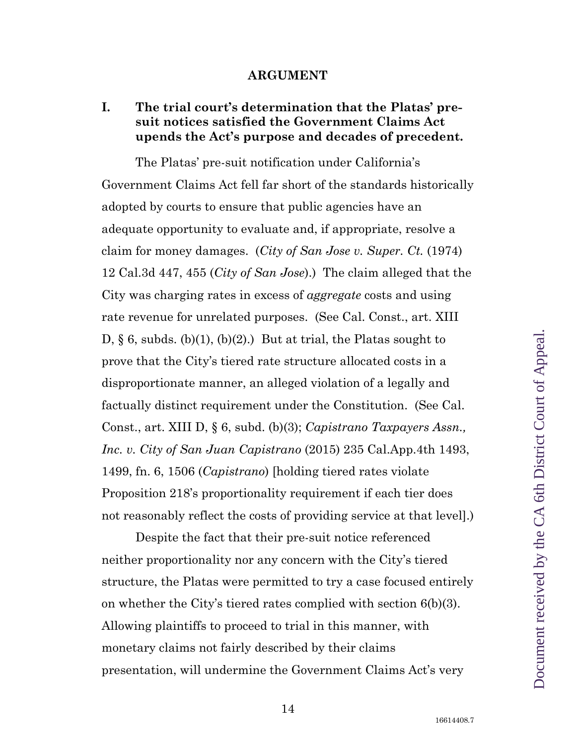## ARGUMENT

### I. The trial court's determination that the Platas' pre-suit notices satisfied the Government Claims Act upends the Act's purpose and decades of precedent.

The Platas' pre-suit notification under California's Government Claims Act fell far short of the standards historically adopted by courts to ensure that public agencies have an adequate opportunity to evaluate and, if appropriate, resolve a claim for money damages. (*City of San Jose v. Super. Ct.* (1974) 12 Cal.3d 447, 455 (*City of San Jose*).) The claim alleged that the City was charging rates in excess of *aggregate* costs and using rate revenue for unrelated purposes. (See Cal. Const., art. XIII D, § 6, subds. (b)(1), (b)(2).) But at trial, the Platas sought to prove that the City's tiered rate structure allocated costs in a disproportionate manner, an alleged violation of a legally and factually distinct requirement under the Constitution. (See Cal. Const., art. XIII D, § 6, subd. (b)(3); *Capistrano Taxpayers Assn., Inc. v. City of San Juan Capistrano* (2015) 235 Cal.App.4th 1493, 1499, fn. 6, 1506 (*Capistrano*) [holding tiered rates violate Proposition 218's proportionality requirement if each tier does not reasonably reflect the costs of providing service at that level].)

Despite the fact that their pre-suit notice referenced neither proportionality nor any concern with the City's tiered structure, the Platas were permitted to try a case focused entirely on whether the City's tiered rates complied with section 6(b)(3). Allowing plaintiffs to proceed to trial in this manner, with monetary claims not fairly described by their claims presentation, will undermine the Government Claims Act's very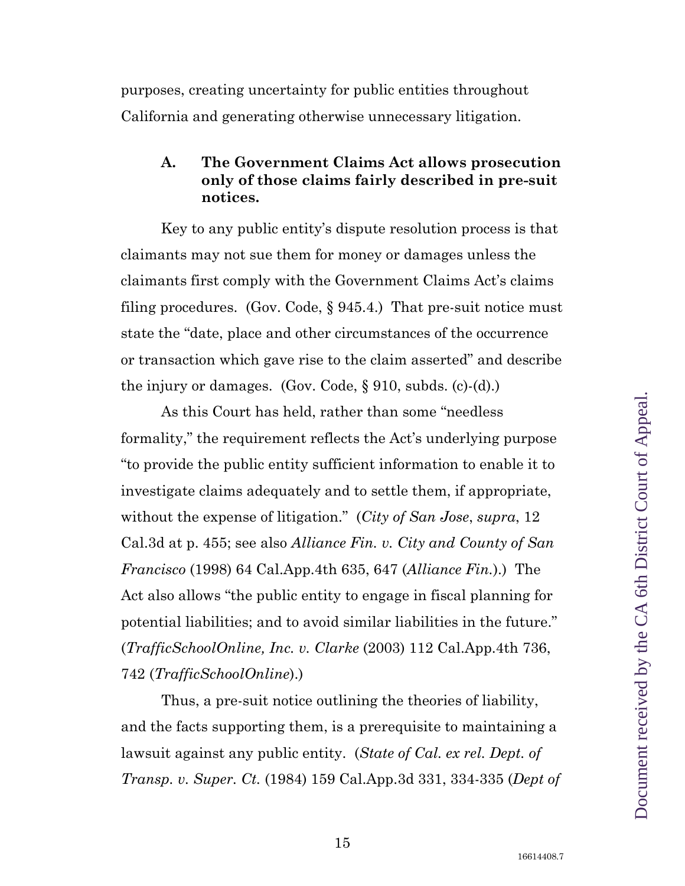purposes, creating uncertainty for public entities throughout California and generating otherwise unnecessary litigation.

### A. The Government Claims Act allows prosecution only of those claims fairly described in pre-suit notices.

Key to any public entity's dispute resolution process is that claimants may not sue them for money or damages unless the claimants first comply with the Government Claims Act's claims filing procedures. (Gov. Code, § 945.4.) That pre-suit notice must state the "date, place and other circumstances of the occurrence or transaction which gave rise to the claim asserted" and describe the injury or damages. (Gov. Code, § 910, subds. (c)-(d).)

As this Court has held, rather than some "needless formality," the requirement reflects the Act's underlying purpose "to provide the public entity sufficient information to enable it to investigate claims adequately and to settle them, if appropriate, without the expense of litigation." (*City of San Jose*, *supra*, 12 Cal.3d at p. 455; see also *Alliance Fin. v. City and County of San Francisco* (1998) 64 Cal.App.4th 635, 647 (*Alliance Fin.*).) The Act also allows "the public entity to engage in fiscal planning for potential liabilities; and to avoid similar liabilities in the future." (*TrafficSchoolOnline, Inc. v. Clarke* (2003) 112 Cal.App.4th 736, 742 (*TrafficSchoolOnline*).)

Thus, a pre-suit notice outlining the theories of liability, and the facts supporting them, is a prerequisite to maintaining a lawsuit against any public entity. (*State of Cal. ex rel. Dept. of Transp. v. Super. Ct.* (1984) 159 Cal.App.3d 331, 334-335 (*Dept of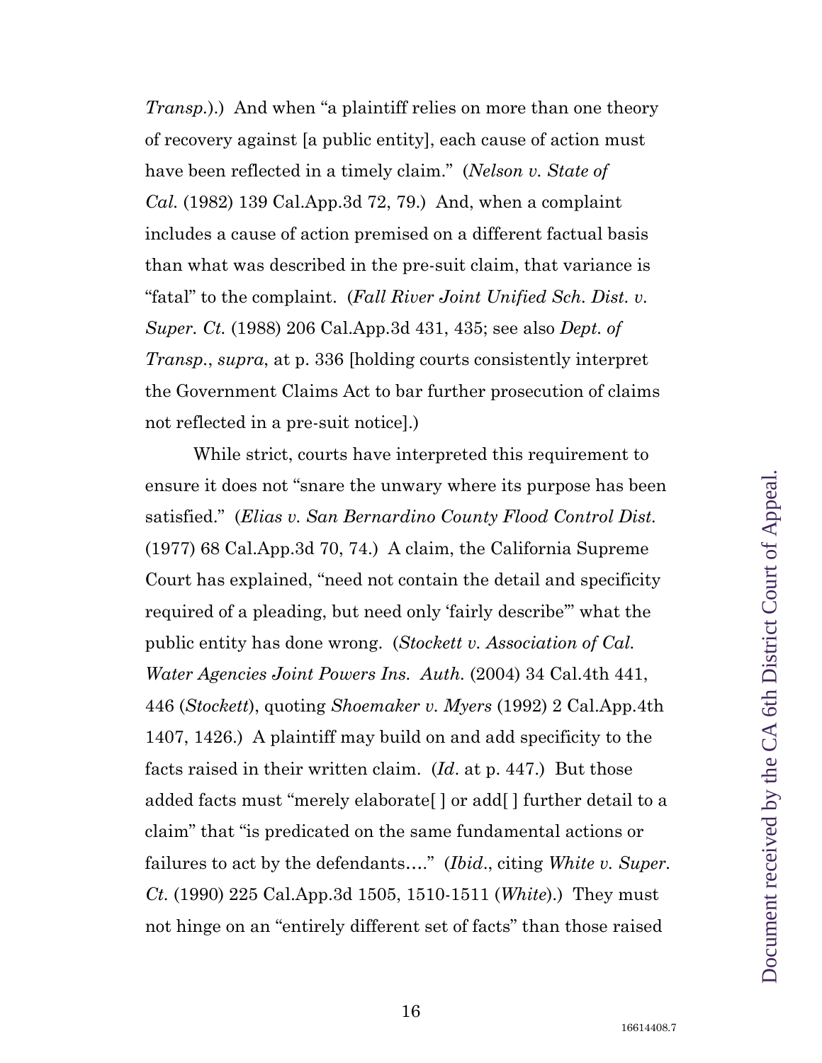*Transp.*).) And when "a plaintiff relies on more than one theory of recovery against [a public entity], each cause of action must have been reflected in a timely claim." (*Nelson v. State of Cal.* (1982) 139 Cal.App.3d 72, 79.) And, when a complaint includes a cause of action premised on a different factual basis than what was described in the pre-suit claim, that variance is "fatal" to the complaint. (*Fall River Joint Unified Sch. Dist. v. Super. Ct.* (1988) 206 Cal.App.3d 431, 435; see also *Dept. of Transp.*, *supra*, at p. 336 [holding courts consistently interpret the Government Claims Act to bar further prosecution of claims not reflected in a pre-suit notice].)

While strict, courts have interpreted this requirement to ensure it does not "snare the unwary where its purpose has been satisfied." (*Elias v. San Bernardino County Flood Control Dist.* (1977) 68 Cal.App.3d 70, 74.) A claim, the California Supreme Court has explained, "need not contain the detail and specificity required of a pleading, but need only 'fairly describe'" what the public entity has done wrong. (*Stockett v. Association of Cal. Water Agencies Joint Powers Ins. Auth.* (2004) 34 Cal.4th 441, 446 (*Stockett*), quoting *Shoemaker v. Myers* (1992) 2 Cal.App.4th 1407, 1426.) A plaintiff may build on and add specificity to the facts raised in their written claim. (*Id*. at p. 447.) But those added facts must "merely elaborate[ ] or add[ ] further detail to a claim" that "is predicated on the same fundamental actions or failures to act by the defendants…." (*Ibid*., citing *White v. Super. Ct.* (1990) 225 Cal.App.3d 1505, 1510-1511 (*White*).) They must not hinge on an "entirely different set of facts" than those raised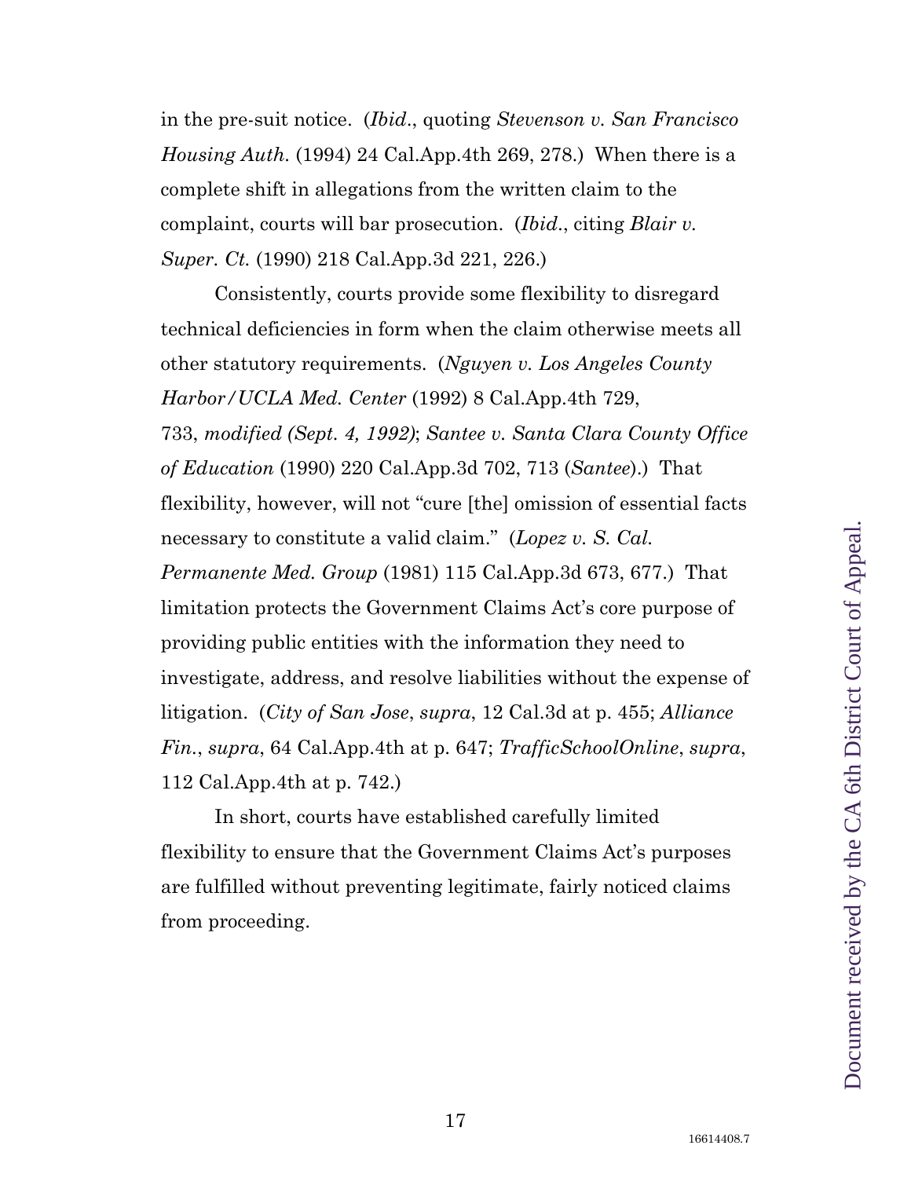in the pre-suit notice. (*Ibid*., quoting *Stevenson v. San Francisco Housing Auth.* (1994) 24 Cal.App.4th 269, 278.) When there is a complete shift in allegations from the written claim to the complaint, courts will bar prosecution. (*Ibid*., citing *Blair v. Super. Ct.* (1990) 218 Cal.App.3d 221, 226.)

Consistently, courts provide some flexibility to disregard technical deficiencies in form when the claim otherwise meets all other statutory requirements. (*Nguyen v. Los Angeles County Harbor/UCLA Med. Center* (1992) 8 Cal.App.4th 729, 733, *modified (Sept. 4, 1992)*; *Santee v. Santa Clara County Office of Education* (1990) 220 Cal.App.3d 702, 713 (*Santee*).) That flexibility, however, will not "cure [the] omission of essential facts necessary to constitute a valid claim." (*Lopez v. S. Cal. Permanente Med. Group* (1981) 115 Cal.App.3d 673, 677.) That limitation protects the Government Claims Act's core purpose of providing public entities with the information they need to investigate, address, and resolve liabilities without the expense of litigation. (*City of San Jose*, *supra*, 12 Cal.3d at p. 455; *Alliance Fin.*, *supra*, 64 Cal.App.4th at p. 647; *TrafficSchoolOnline*, *supra*, 112 Cal.App.4th at p. 742.)

In short, courts have established carefully limited flexibility to ensure that the Government Claims Act's purposes are fulfilled without preventing legitimate, fairly noticed claims from proceeding.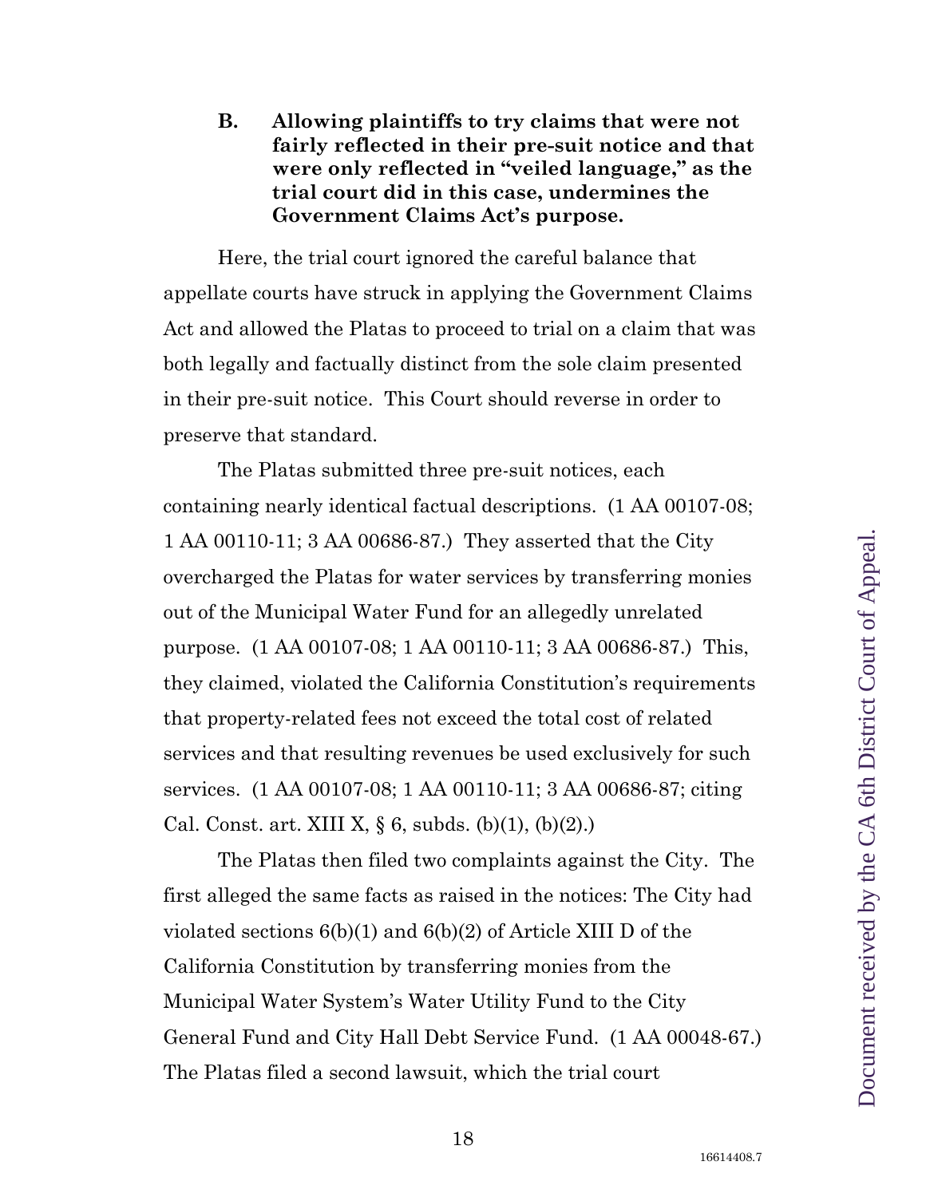### B. Allowing plaintiffs to try claims that were not fairly reflected in their pre-suit notice and that were only reflected in "veiled language," as the trial court did in this case, undermines the Government Claims Act's purpose.

Here, the trial court ignored the careful balance that appellate courts have struck in applying the Government Claims Act and allowed the Platas to proceed to trial on a claim that was both legally and factually distinct from the sole claim presented in their pre-suit notice. This Court should reverse in order to preserve that standard.

The Platas submitted three pre-suit notices, each containing nearly identical factual descriptions. (1 AA 00107-08; 1 AA 00110-11; 3 AA 00686-87.) They asserted that the City overcharged the Platas for water services by transferring monies out of the Municipal Water Fund for an allegedly unrelated purpose. (1 AA 00107-08; 1 AA 00110-11; 3 AA 00686-87.) This, they claimed, violated the California Constitution's requirements that property-related fees not exceed the total cost of related services and that resulting revenues be used exclusively for such services. (1 AA 00107-08; 1 AA 00110-11; 3 AA 00686-87; citing Cal. Const. art. XIII X, § 6, subds. (b)(1), (b)(2).)

The Platas then filed two complaints against the City. The first alleged the same facts as raised in the notices: The City had violated sections 6(b)(1) and 6(b)(2) of Article XIII D of the California Constitution by transferring monies from the Municipal Water System's Water Utility Fund to the City General Fund and City Hall Debt Service Fund. (1 AA 00048-67.) The Platas filed a second lawsuit, which the trial court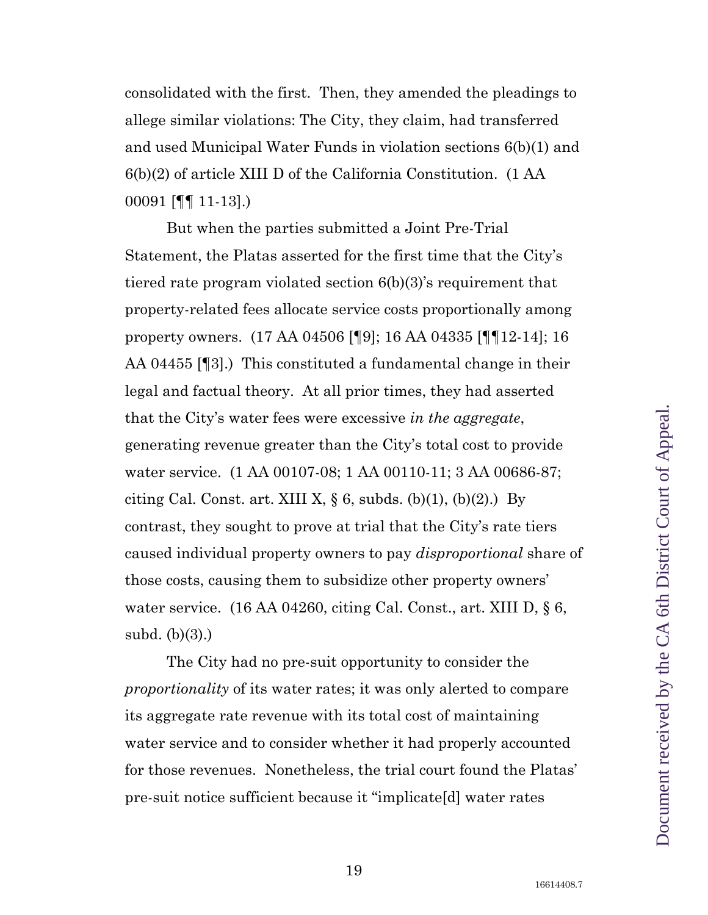consolidated with the first. Then, they amended the pleadings to allege similar violations: The City, they claim, had transferred and used Municipal Water Funds in violation sections 6(b)(1) and 6(b)(2) of article XIII D of the California Constitution. (1 AA 00091 [¶¶ 11-13].)

But when the parties submitted a Joint Pre-Trial Statement, the Platas asserted for the first time that the City's tiered rate program violated section 6(b)(3)'s requirement that property-related fees allocate service costs proportionally among property owners. (17 AA 04506 [¶9]; 16 AA 04335 [¶¶12-14]; 16 AA 04455 [¶3].) This constituted a fundamental change in their legal and factual theory. At all prior times, they had asserted that the City's water fees were excessive *in the aggregate*, generating revenue greater than the City's total cost to provide water service. (1 AA 00107-08; 1 AA 00110-11; 3 AA 00686-87; citing Cal. Const. art. XIII X, § 6, subds. (b)(1), (b)(2).) By contrast, they sought to prove at trial that the City's rate tiers caused individual property owners to pay *disproportional* share of those costs, causing them to subsidize other property owners' water service. (16 AA 04260, citing Cal. Const., art. XIII D, § 6, subd. (b)(3).)

The City had no pre-suit opportunity to consider the *proportionality* of its water rates; it was only alerted to compare its aggregate rate revenue with its total cost of maintaining water service and to consider whether it had properly accounted for those revenues. Nonetheless, the trial court found the Platas' pre-suit notice sufficient because it "implicate[d] water rates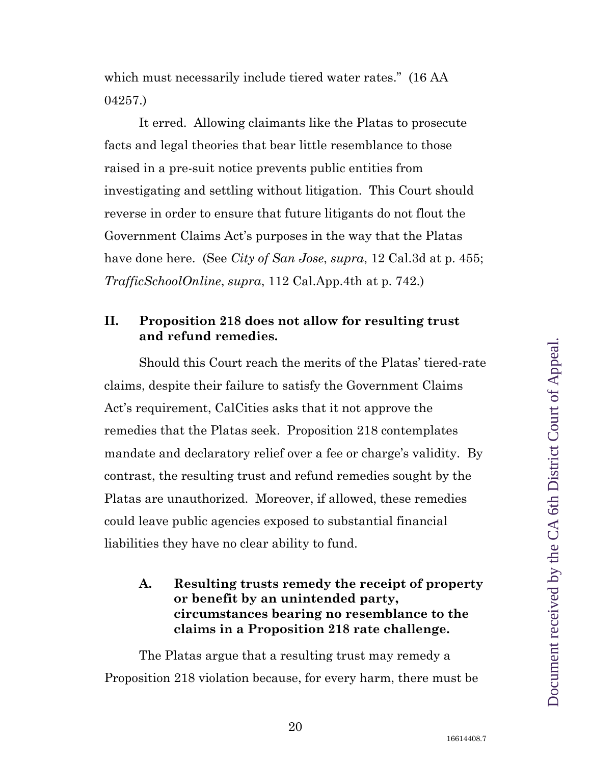which must necessarily include tiered water rates." (16 AA 04257.)

It erred. Allowing claimants like the Platas to prosecute facts and legal theories that bear little resemblance to those raised in a pre-suit notice prevents public entities from investigating and settling without litigation. This Court should reverse in order to ensure that future litigants do not flout the Government Claims Act's purposes in the way that the Platas have done here. (See *City of San Jose*, *supra*, 12 Cal.3d at p. 455; *TrafficSchoolOnline*, *supra*, 112 Cal.App.4th at p. 742.)

## II. Proposition 218 does not allow for resulting trust and refund remedies.

Should this Court reach the merits of the Platas' tiered-rate claims, despite their failure to satisfy the Government Claims Act's requirement, CalCities asks that it not approve the remedies that the Platas seek. Proposition 218 contemplates mandate and declaratory relief over a fee or charge's validity. By contrast, the resulting trust and refund remedies sought by the Platas are unauthorized. Moreover, if allowed, these remedies could leave public agencies exposed to substantial financial liabilities they have no clear ability to fund.

### A. Resulting trusts remedy the receipt of property or benefit by an unintended party, circumstances bearing no resemblance to the claims in a Proposition 218 rate challenge.

The Platas argue that a resulting trust may remedy a Proposition 218 violation because, for every harm, there must be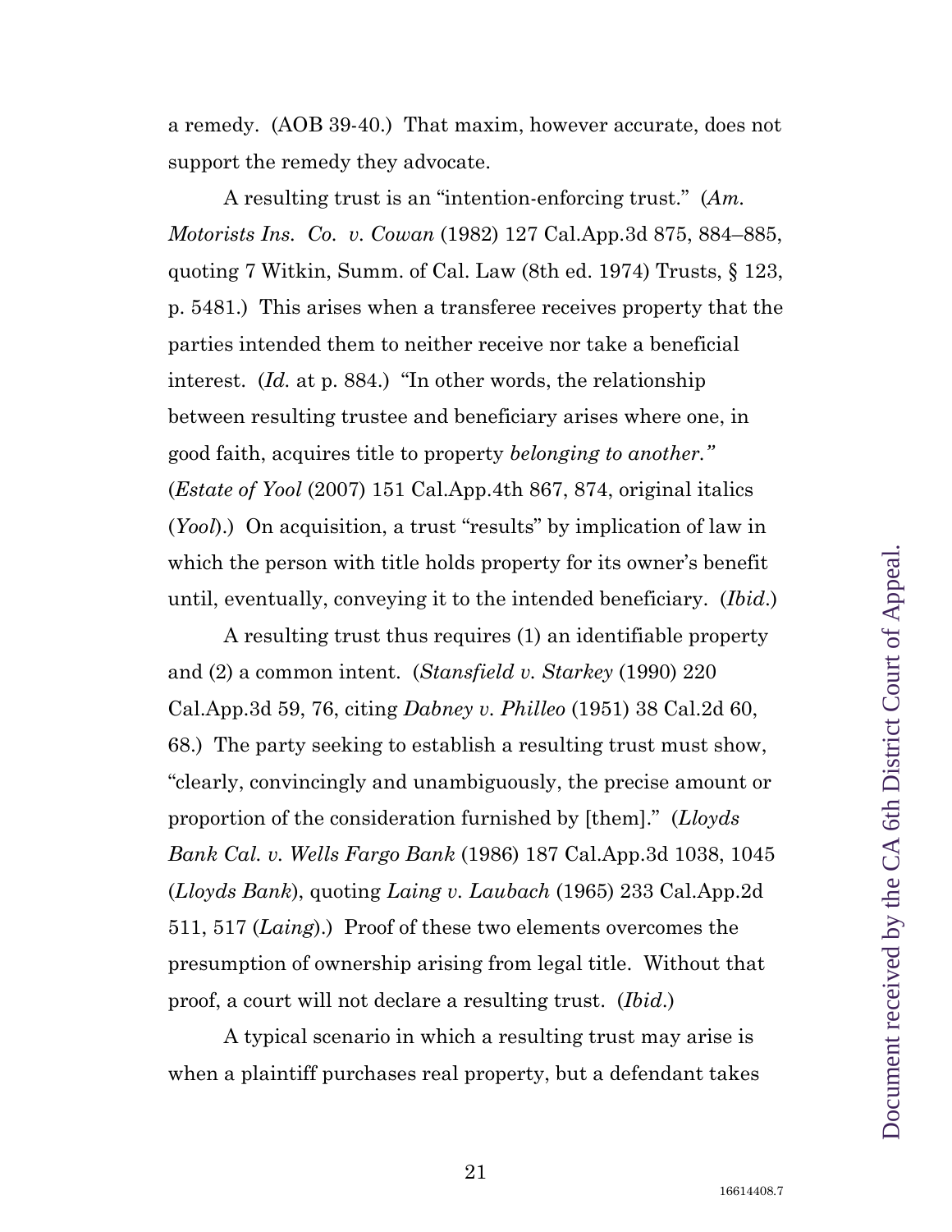a remedy. (AOB 39-40.) That maxim, however accurate, does not support the remedy they advocate.

A resulting trust is an "intention-enforcing trust." (*Am. Motorists Ins. Co. v. Cowan* (1982) 127 Cal.App.3d 875, 884–885, quoting 7 Witkin, Summ. of Cal. Law (8th ed. 1974) Trusts, § 123, p. 5481.) This arises when a transferee receives property that the parties intended them to neither receive nor take a beneficial interest. (*Id.* at p. 884.) "In other words, the relationship between resulting trustee and beneficiary arises where one, in good faith, acquires title to property *belonging to another.*" (*Estate of Yool* (2007) 151 Cal.App.4th 867, 874, original italics (*Yool*).) On acquisition, a trust "results" by implication of law in which the person with title holds property for its owner's benefit until, eventually, conveying it to the intended beneficiary. (*Ibid.*)

A resulting trust thus requires (1) an identifiable property and (2) a common intent. (*Stansfield v. Starkey* (1990) 220 Cal.App.3d 59, 76, citing *Dabney v. Philleo* (1951) 38 Cal.2d 60, 68.) The party seeking to establish a resulting trust must show, "clearly, convincingly and unambiguously, the precise amount or proportion of the consideration furnished by [them]." (*Lloyds Bank Cal. v. Wells Fargo Bank* (1986) 187 Cal.App.3d 1038, 1045 (*Lloyds Bank*), quoting *Laing v. Laubach* (1965) 233 Cal.App.2d 511, 517 (*Laing*).) Proof of these two elements overcomes the presumption of ownership arising from legal title. Without that proof, a court will not declare a resulting trust. (*Ibid.*)

A typical scenario in which a resulting trust may arise is when a plaintiff purchases real property, but a defendant takes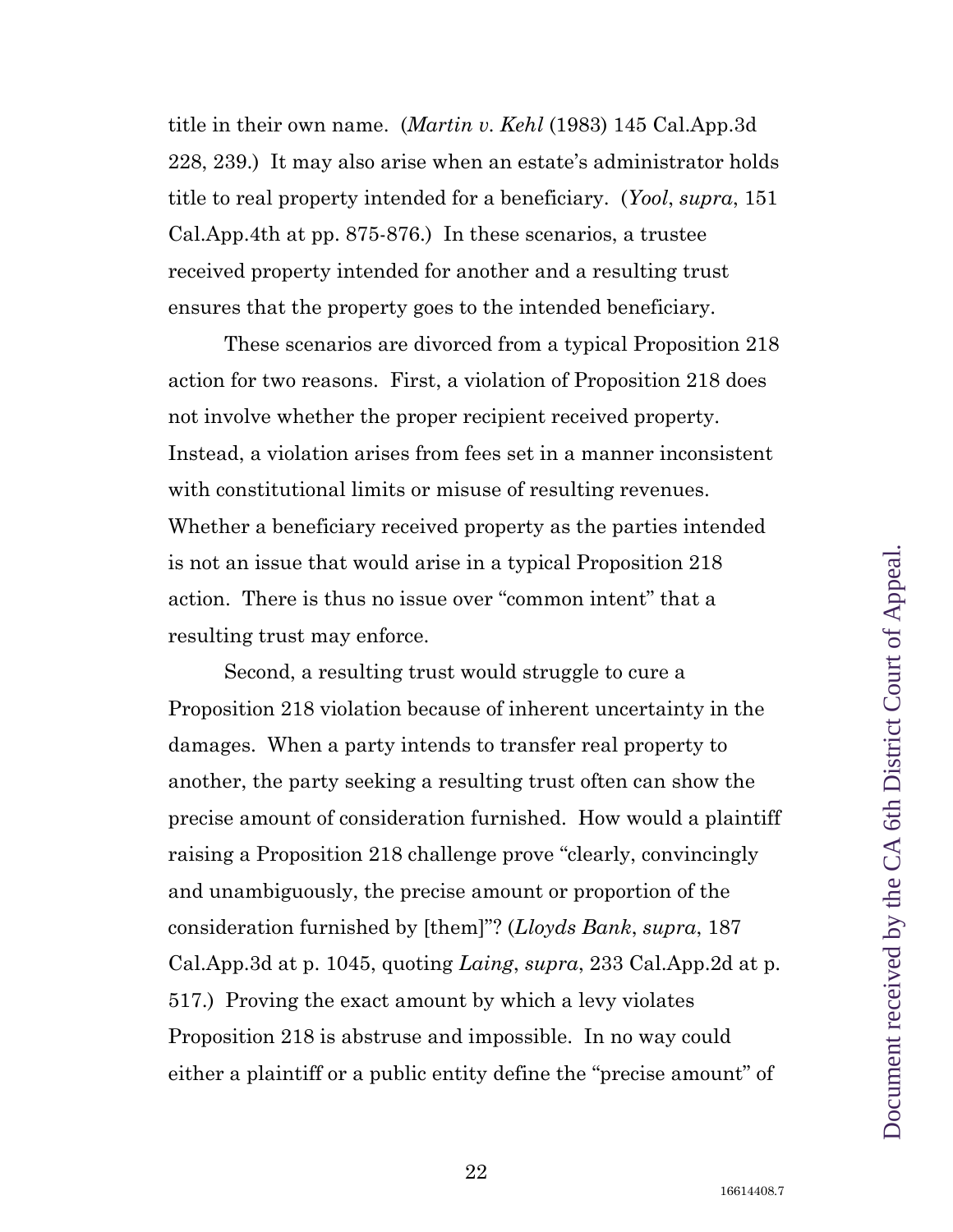title in their own name. (*Martin v. Kehl* (1983) 145 Cal.App.3d 228, 239.) It may also arise when an estate's administrator holds title to real property intended for a beneficiary. (*Yool*, *supra*, 151 Cal.App.4th at pp. 875-876.) In these scenarios, a trustee received property intended for another and a resulting trust ensures that the property goes to the intended beneficiary.

These scenarios are divorced from a typical Proposition 218 action for two reasons. First, a violation of Proposition 218 does not involve whether the proper recipient received property. Instead, a violation arises from fees set in a manner inconsistent with constitutional limits or misuse of resulting revenues. Whether a beneficiary received property as the parties intended is not an issue that would arise in a typical Proposition 218 action. There is thus no issue over "common intent" that a resulting trust may enforce.

Second, a resulting trust would struggle to cure a Proposition 218 violation because of inherent uncertainty in the damages. When a party intends to transfer real property to another, the party seeking a resulting trust often can show the precise amount of consideration furnished. How would a plaintiff raising a Proposition 218 challenge prove "clearly, convincingly and unambiguously, the precise amount or proportion of the consideration furnished by [them]"? (*Lloyds Bank*, *supra*, 187 Cal.App.3d at p. 1045, quoting *Laing*, *supra*, 233 Cal.App.2d at p. 517.) Proving the exact amount by which a levy violates Proposition 218 is abstruse and impossible. In no way could either a plaintiff or a public entity define the "precise amount" of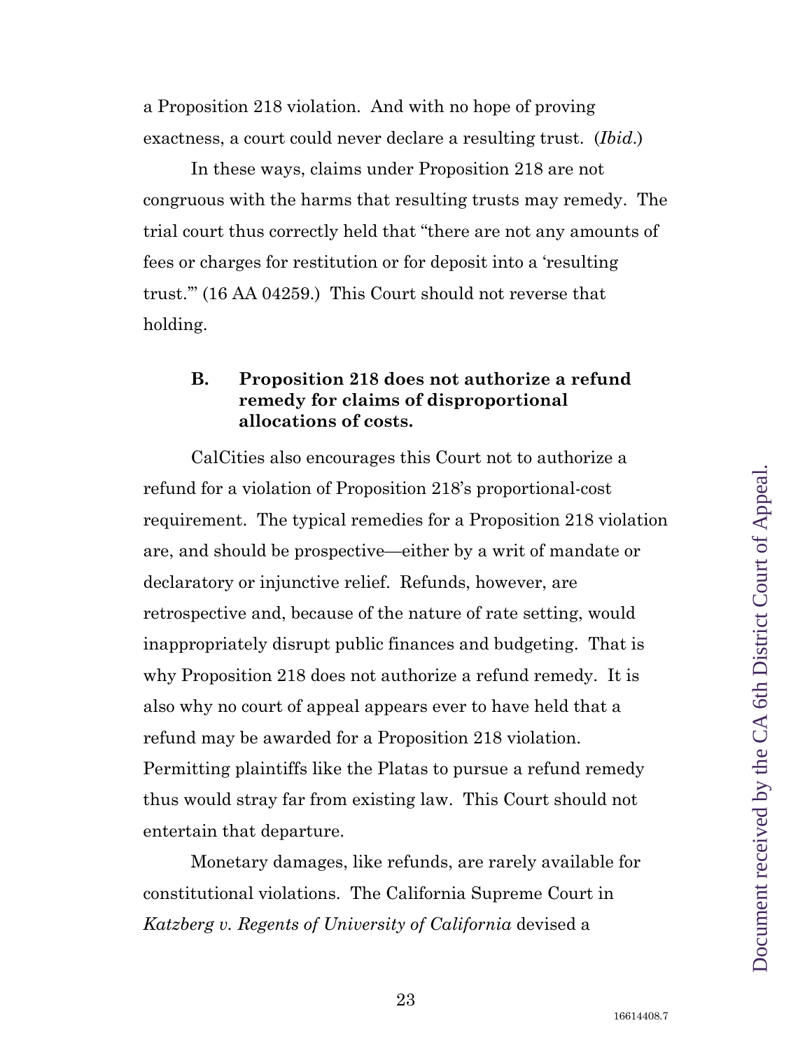a Proposition 218 violation. And with no hope of proving exactness, a court could never declare a resulting trust. (*Ibid*.)

In these ways, claims under Proposition 218 are not congruous with the harms that resulting trusts may remedy. The trial court thus correctly held that "there are not any amounts of fees or charges for restitution or for deposit into a 'resulting trust.'" (16 AA 04259.) This Court should not reverse that holding.

### B. Proposition 218 does not authorize a refund remedy for claims of disproportional allocations of costs.

CalCities also encourages this Court not to authorize a refund for a violation of Proposition 218's proportional-cost requirement. The typical remedies for a Proposition 218 violation are, and should be prospective—either by a writ of mandate or declaratory or injunctive relief. Refunds, however, are retrospective and, because of the nature of rate setting, would inappropriately disrupt public finances and budgeting. That is why Proposition 218 does not authorize a refund remedy. It is also why no court of appeal appears ever to have held that a refund may be awarded for a Proposition 218 violation. Permitting plaintiffs like the Platas to pursue a refund remedy thus would stray far from existing law. This Court should not entertain that departure.

Monetary damages, like refunds, are rarely available for constitutional violations. The California Supreme Court in *Katzberg v. Regents of University of California* devised a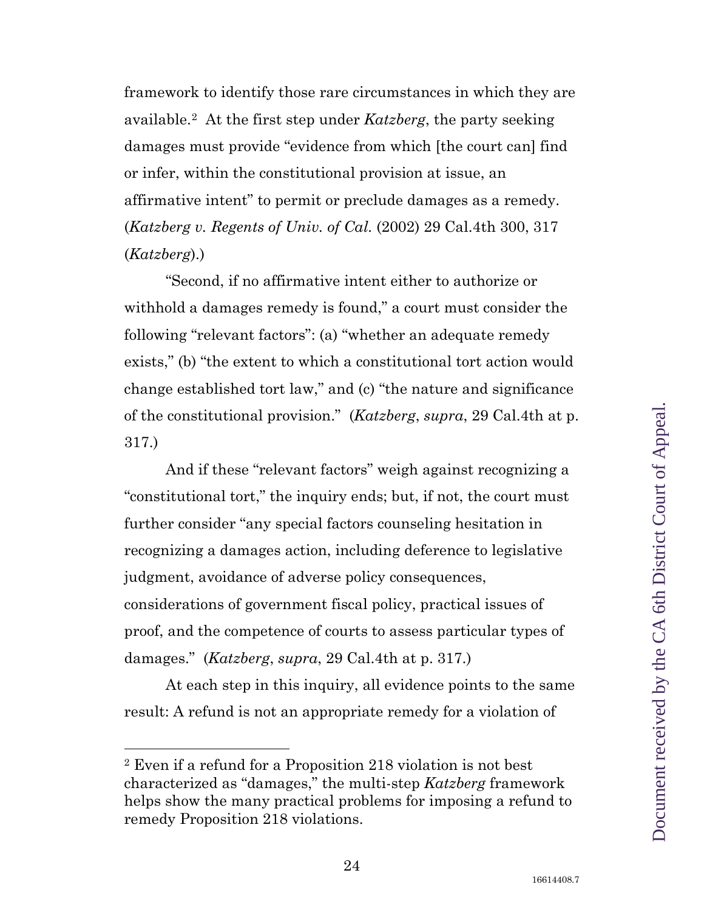framework to identify those rare circumstances in which they are available.[2] At the first step under *Katzberg*, the party seeking damages must provide "evidence from which [the court can] find or infer, within the constitutional provision at issue, an affirmative intent" to permit or preclude damages as a remedy. (*Katzberg v. Regents of Univ. of Cal.* (2002) 29 Cal.4th 300, 317 (*Katzberg*).)

"Second, if no affirmative intent either to authorize or withhold a damages remedy is found," a court must consider the following "relevant factors": (a) "whether an adequate remedy exists," (b) "the extent to which a constitutional tort action would change established tort law," and (c) "the nature and significance of the constitutional provision." (*Katzberg*, *supra*, 29 Cal.4th at p. 317.)

And if these "relevant factors" weigh against recognizing a "constitutional tort," the inquiry ends; but, if not, the court must further consider "any special factors counseling hesitation in recognizing a damages action, including deference to legislative judgment, avoidance of adverse policy consequences, considerations of government fiscal policy, practical issues of proof, and the competence of courts to assess particular types of damages." (*Katzberg*, *supra*, 29 Cal.4th at p. 317.)

At each step in this inquiry, all evidence points to the same result: A refund is not an appropriate remedy for a violation of

---

[2] Even if a refund for a Proposition 218 violation is not best characterized as "damages," the multi-step *Katzberg* framework helps show the many practical problems for imposing a refund to remedy Proposition 218 violations.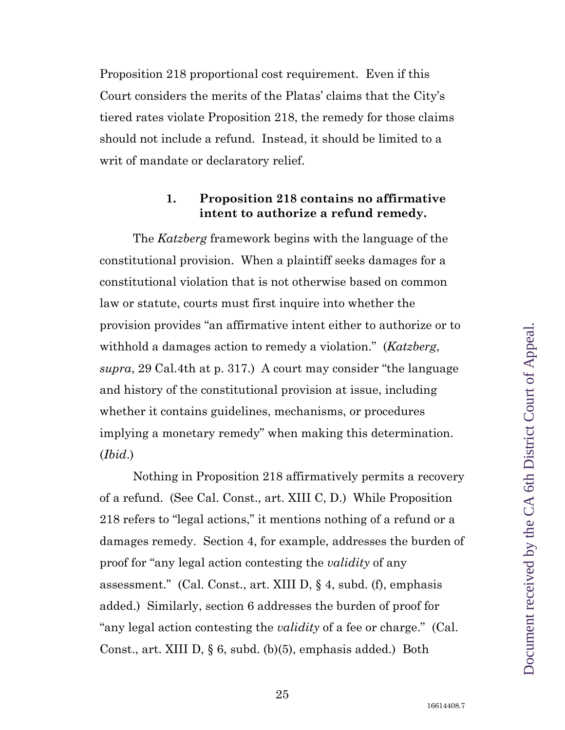Proposition 218 proportional cost requirement. Even if this Court considers the merits of the Platas' claims that the City's tiered rates violate Proposition 218, the remedy for those claims should not include a refund. Instead, it should be limited to a writ of mandate or declaratory relief.

#### 1. Proposition 218 contains no affirmative intent to authorize a refund remedy.

The *Katzberg* framework begins with the language of the constitutional provision. When a plaintiff seeks damages for a constitutional violation that is not otherwise based on common law or statute, courts must first inquire into whether the provision provides "an affirmative intent either to authorize or to withhold a damages action to remedy a violation." (*Katzberg*, *supra*, 29 Cal.4th at p. 317.) A court may consider "the language and history of the constitutional provision at issue, including whether it contains guidelines, mechanisms, or procedures implying a monetary remedy" when making this determination. (*Ibid*.)

Nothing in Proposition 218 affirmatively permits a recovery of a refund. (See Cal. Const., art. XIII C, D.) While Proposition 218 refers to "legal actions," it mentions nothing of a refund or a damages remedy. Section 4, for example, addresses the burden of proof for "any legal action contesting the *validity* of any assessment." (Cal. Const., art. XIII D, § 4, subd. (f), emphasis added.) Similarly, section 6 addresses the burden of proof for "any legal action contesting the *validity* of a fee or charge." (Cal. Const., art. XIII D, § 6, subd. (b)(5), emphasis added.) Both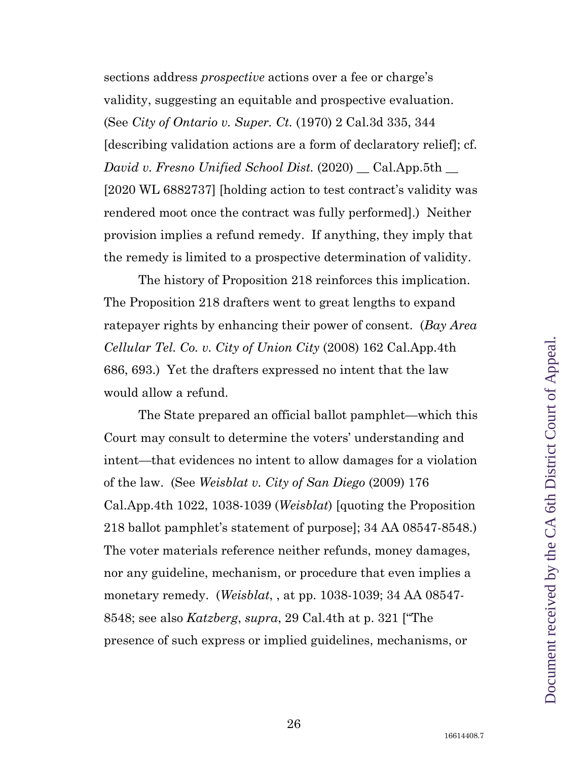sections address *prospective* actions over a fee or charge's validity, suggesting an equitable and prospective evaluation. (See *City of Ontario v. Super. Ct.* (1970) 2 Cal.3d 335, 344 [describing validation actions are a form of declaratory relief]; cf. *David v. Fresno Unified School Dist.* (2020) __ Cal.App.5th __ [2020 WL 6882737] [holding action to test contract's validity was rendered moot once the contract was fully performed].) Neither provision implies a refund remedy. If anything, they imply that the remedy is limited to a prospective determination of validity.

The history of Proposition 218 reinforces this implication. The Proposition 218 drafters went to great lengths to expand ratepayer rights by enhancing their power of consent. (*Bay Area Cellular Tel. Co. v. City of Union City* (2008) 162 Cal.App.4th 686, 693.) Yet the drafters expressed no intent that the law would allow a refund.

The State prepared an official ballot pamphlet—which this Court may consult to determine the voters' understanding and intent—that evidences no intent to allow damages for a violation of the law. (See *Weisblat v. City of San Diego* (2009) 176 Cal.App.4th 1022, 1038-1039 (*Weisblat*) [quoting the Proposition 218 ballot pamphlet's statement of purpose]; 34 AA 08547-8548.) The voter materials reference neither refunds, money damages, nor any guideline, mechanism, or procedure that even implies a monetary remedy. (*Weisblat*, , at pp. 1038-1039; 34 AA 08547-8548; see also *Katzberg*, *supra*, 29 Cal.4th at p. 321 ["The presence of such express or implied guidelines, mechanisms, or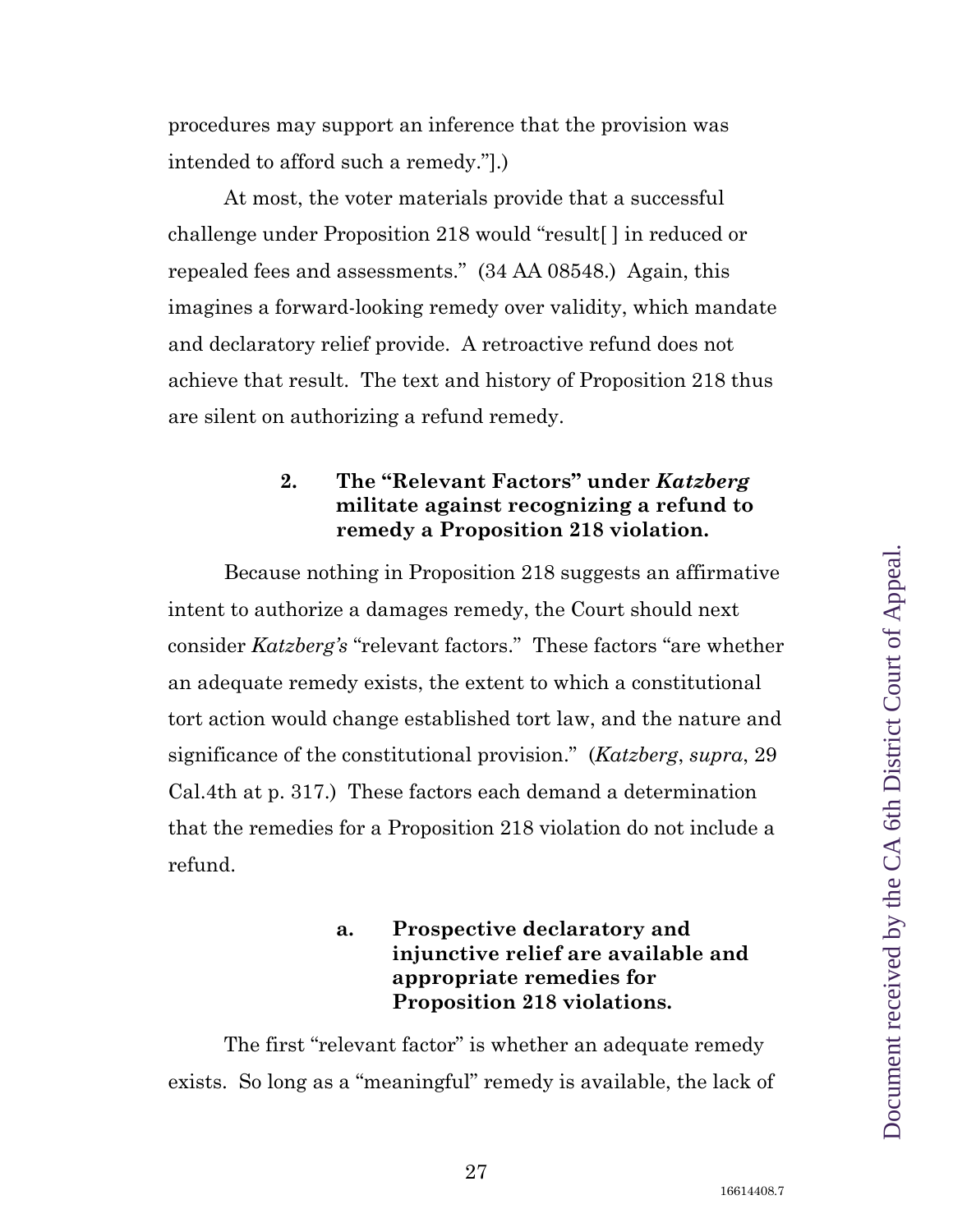procedures may support an inference that the provision was intended to afford such a remedy."].)

At most, the voter materials provide that a successful challenge under Proposition 218 would "result[ ] in reduced or repealed fees and assessments." (34 AA 08548.) Again, this imagines a forward-looking remedy over validity, which mandate and declaratory relief provide. A retroactive refund does not achieve that result. The text and history of Proposition 218 thus are silent on authorizing a refund remedy.

### 2. The "Relevant Factors" under *Katzberg* militate against recognizing a refund to remedy a Proposition 218 violation.

Because nothing in Proposition 218 suggests an affirmative intent to authorize a damages remedy, the Court should next consider *Katzberg's* "relevant factors." These factors "are whether an adequate remedy exists, the extent to which a constitutional tort action would change established tort law, and the nature and significance of the constitutional provision." (*Katzberg*, *supra*, 29 Cal.4th at p. 317.) These factors each demand a determination that the remedies for a Proposition 218 violation do not include a refund.

#### a. Prospective declaratory and injunctive relief are available and appropriate remedies for Proposition 218 violations.

The first "relevant factor" is whether an adequate remedy exists. So long as a "meaningful" remedy is available, the lack of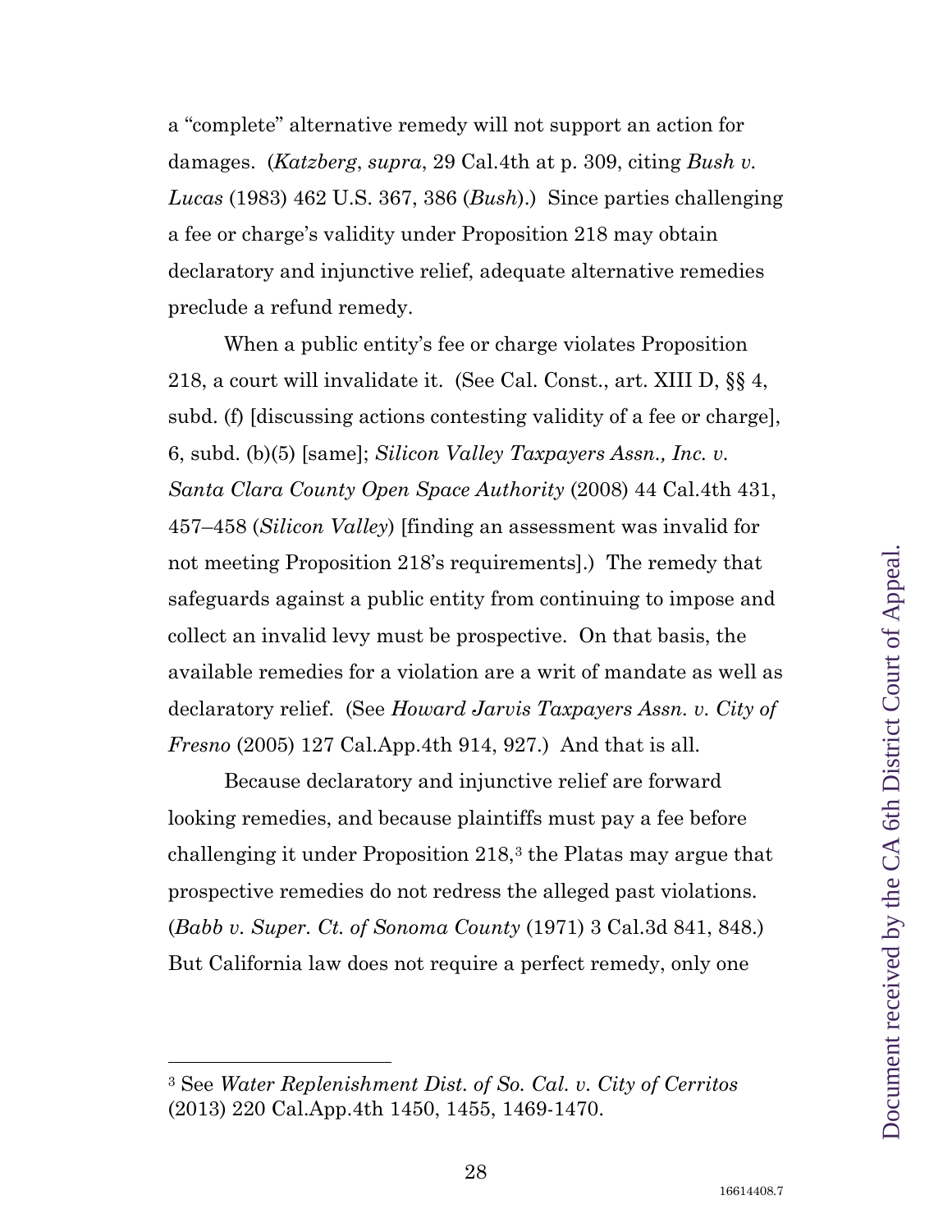a "complete" alternative remedy will not support an action for damages. (*Katzberg*, *supra*, 29 Cal.4th at p. 309, citing *Bush v. Lucas* (1983) 462 U.S. 367, 386 (*Bush*).) Since parties challenging a fee or charge's validity under Proposition 218 may obtain declaratory and injunctive relief, adequate alternative remedies preclude a refund remedy.

When a public entity's fee or charge violates Proposition 218, a court will invalidate it. (See Cal. Const., art. XIII D, §§ 4, subd. (f) [discussing actions contesting validity of a fee or charge], 6, subd. (b)(5) [same]; *Silicon Valley Taxpayers Assn., Inc. v. Santa Clara County Open Space Authority* (2008) 44 Cal.4th 431, 457–458 (*Silicon Valley*) [finding an assessment was invalid for not meeting Proposition 218's requirements].) The remedy that safeguards against a public entity from continuing to impose and collect an invalid levy must be prospective. On that basis, the available remedies for a violation are a writ of mandate as well as declaratory relief. (See *Howard Jarvis Taxpayers Assn. v. City of Fresno* (2005) 127 Cal.App.4th 914, 927.) And that is all.

Because declaratory and injunctive relief are forward looking remedies, and because plaintiffs must pay a fee before challenging it under Proposition 218,[3] the Platas may argue that prospective remedies do not redress the alleged past violations. (*Babb v. Super. Ct. of Sonoma County* (1971) 3 Cal.3d 841, 848.) But California law does not require a perfect remedy, only one

[3] See *Water Replenishment Dist. of So. Cal. v. City of Cerritos* (2013) 220 Cal.App.4th 1450, 1455, 1469-1470.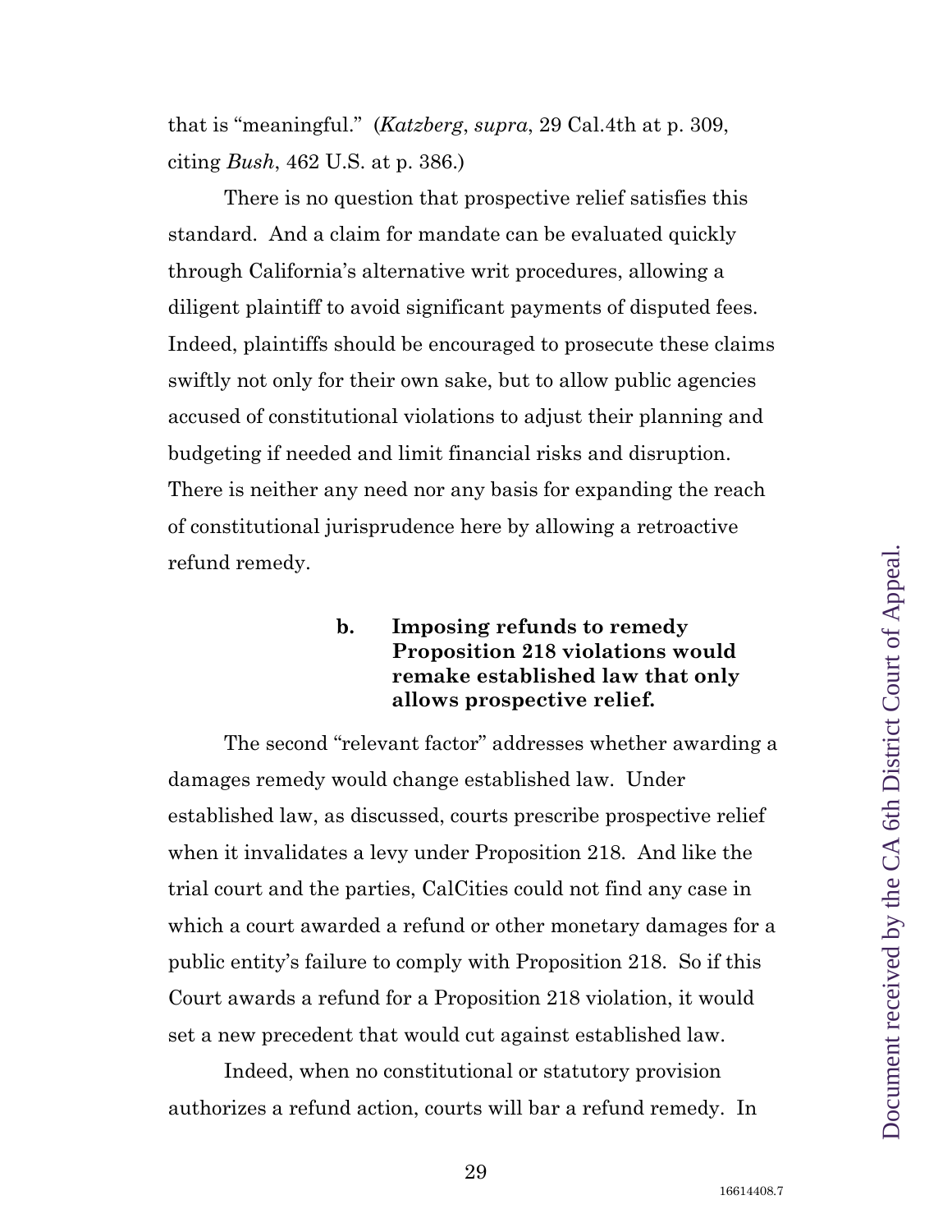that is "meaningful." (*Katzberg*, *supra*, 29 Cal.4th at p. 309, citing *Bush*, 462 U.S. at p. 386.)

There is no question that prospective relief satisfies this standard. And a claim for mandate can be evaluated quickly through California's alternative writ procedures, allowing a diligent plaintiff to avoid significant payments of disputed fees. Indeed, plaintiffs should be encouraged to prosecute these claims swiftly not only for their own sake, but to allow public agencies accused of constitutional violations to adjust their planning and budgeting if needed and limit financial risks and disruption. There is neither any need nor any basis for expanding the reach of constitutional jurisprudence here by allowing a retroactive refund remedy.

#### b. Imposing refunds to remedy Proposition 218 violations would remake established law that only allows prospective relief.

The second "relevant factor" addresses whether awarding a damages remedy would change established law. Under established law, as discussed, courts prescribe prospective relief when it invalidates a levy under Proposition 218. And like the trial court and the parties, CalCities could not find any case in which a court awarded a refund or other monetary damages for a public entity's failure to comply with Proposition 218. So if this Court awards a refund for a Proposition 218 violation, it would set a new precedent that would cut against established law.

Indeed, when no constitutional or statutory provision authorizes a refund action, courts will bar a refund remedy. In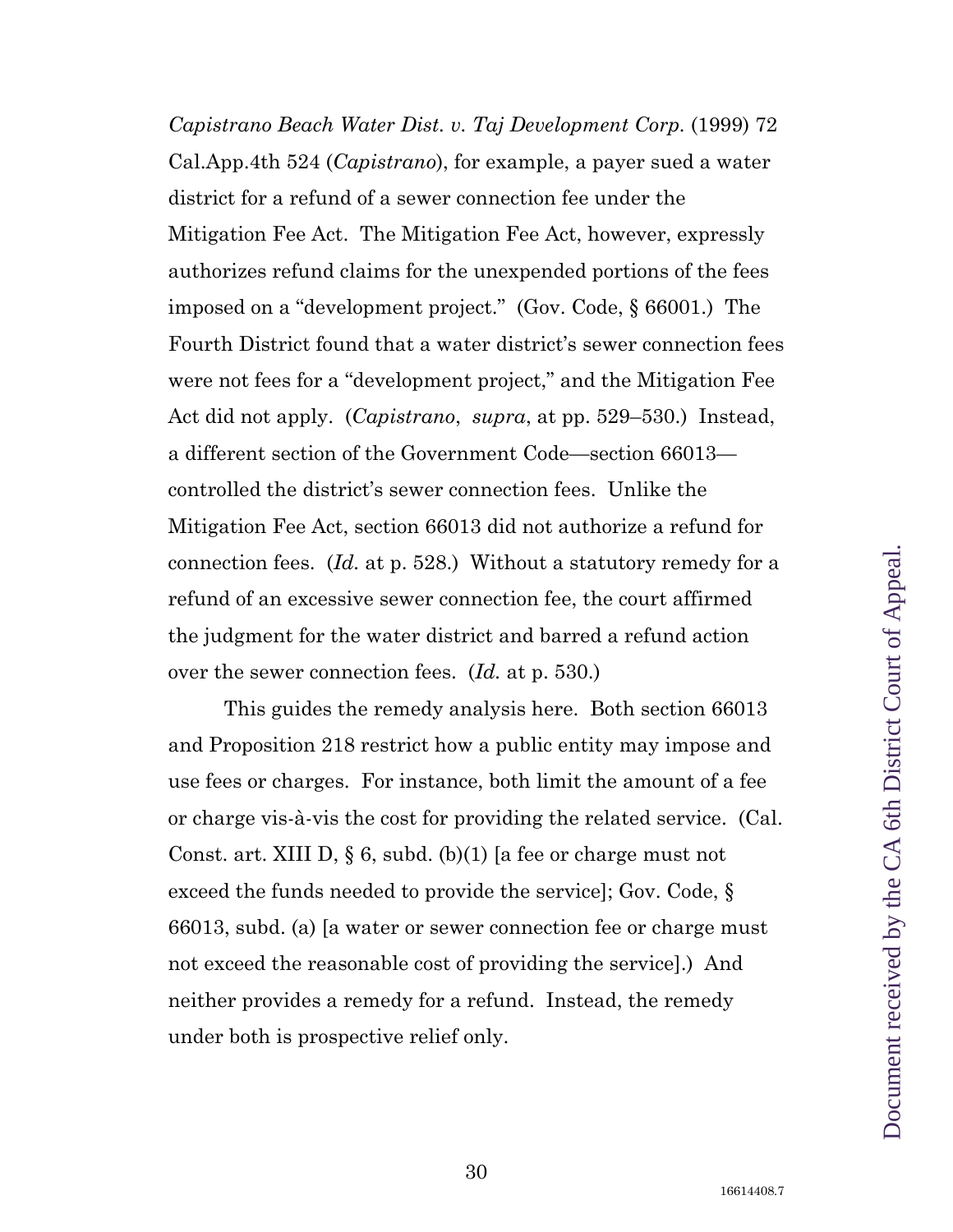*Capistrano Beach Water Dist. v. Taj Development Corp.* (1999) 72 Cal.App.4th 524 (*Capistrano*), for example, a payer sued a water district for a refund of a sewer connection fee under the Mitigation Fee Act. The Mitigation Fee Act, however, expressly authorizes refund claims for the unexpended portions of the fees imposed on a "development project." (Gov. Code, § 66001.) The Fourth District found that a water district's sewer connection fees were not fees for a "development project," and the Mitigation Fee Act did not apply. (*Capistrano*, *supra*, at pp. 529–530.) Instead, a different section of the Government Code—section 66013—controlled the district's sewer connection fees. Unlike the Mitigation Fee Act, section 66013 did not authorize a refund for connection fees. (*Id.* at p. 528.) Without a statutory remedy for a refund of an excessive sewer connection fee, the court affirmed the judgment for the water district and barred a refund action over the sewer connection fees. (*Id.* at p. 530.)

This guides the remedy analysis here. Both section 66013 and Proposition 218 restrict how a public entity may impose and use fees or charges. For instance, both limit the amount of a fee or charge vis-à-vis the cost for providing the related service. (Cal. Const. art. XIII D, § 6, subd. (b)(1) [a fee or charge must not exceed the funds needed to provide the service]; Gov. Code, § 66013, subd. (a) [a water or sewer connection fee or charge must not exceed the reasonable cost of providing the service].) And neither provides a remedy for a refund. Instead, the remedy under both is prospective relief only.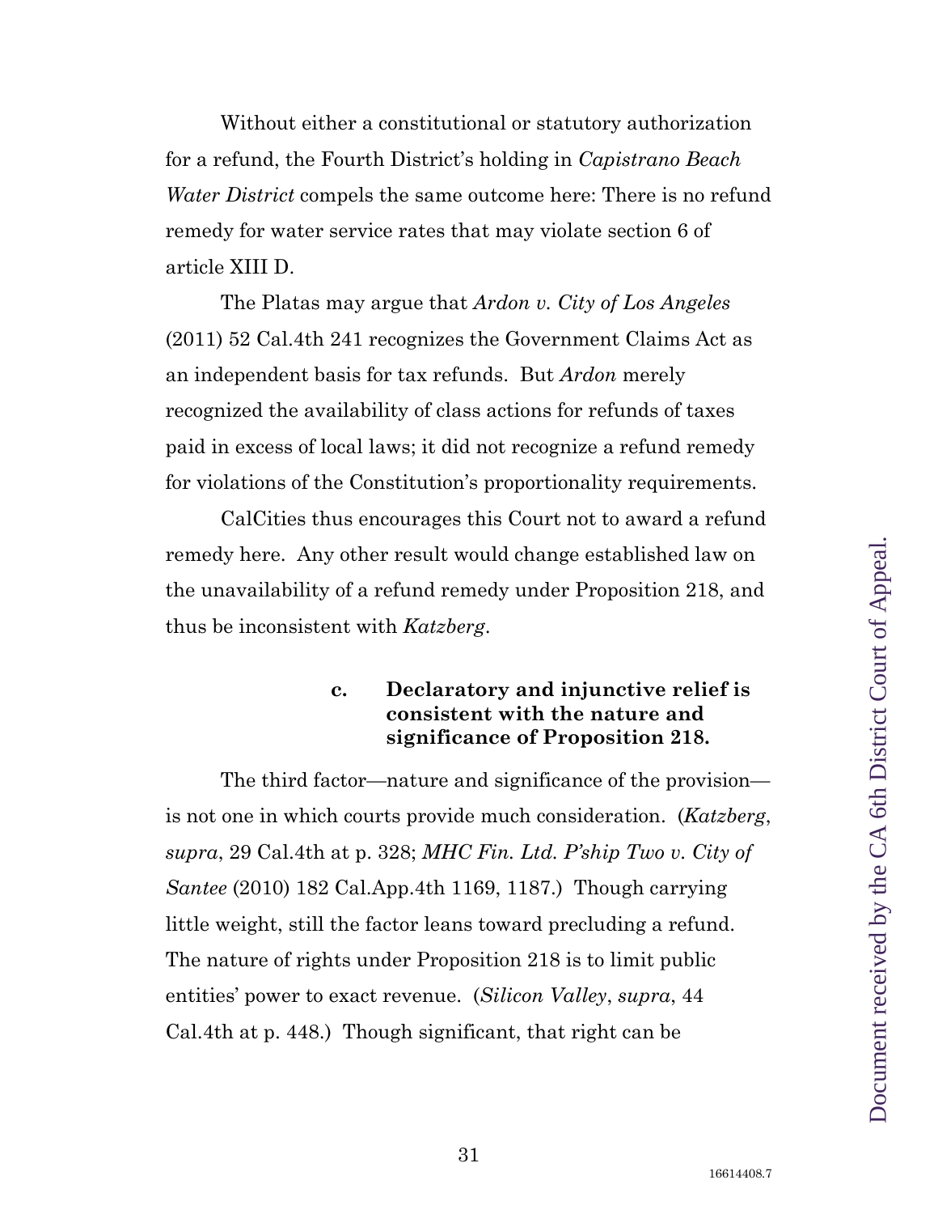Without either a constitutional or statutory authorization for a refund, the Fourth District's holding in *Capistrano Beach Water District* compels the same outcome here: There is no refund remedy for water service rates that may violate section 6 of article XIII D.

The Platas may argue that *Ardon v. City of Los Angeles* (2011) 52 Cal.4th 241 recognizes the Government Claims Act as an independent basis for tax refunds. But *Ardon* merely recognized the availability of class actions for refunds of taxes paid in excess of local laws; it did not recognize a refund remedy for violations of the Constitution's proportionality requirements.

CalCities thus encourages this Court not to award a refund remedy here. Any other result would change established law on the unavailability of a refund remedy under Proposition 218, and thus be inconsistent with *Katzberg*.

#### c. Declaratory and injunctive relief is consistent with the nature and significance of Proposition 218.

The third factor—nature and significance of the provision—is not one in which courts provide much consideration. (*Katzberg*, *supra*, 29 Cal.4th at p. 328; *MHC Fin. Ltd. P'ship Two v. City of Santee* (2010) 182 Cal.App.4th 1169, 1187.) Though carrying little weight, still the factor leans toward precluding a refund. The nature of rights under Proposition 218 is to limit public entities' power to exact revenue. (*Silicon Valley*, *supra*, 44 Cal.4th at p. 448.) Though significant, that right can be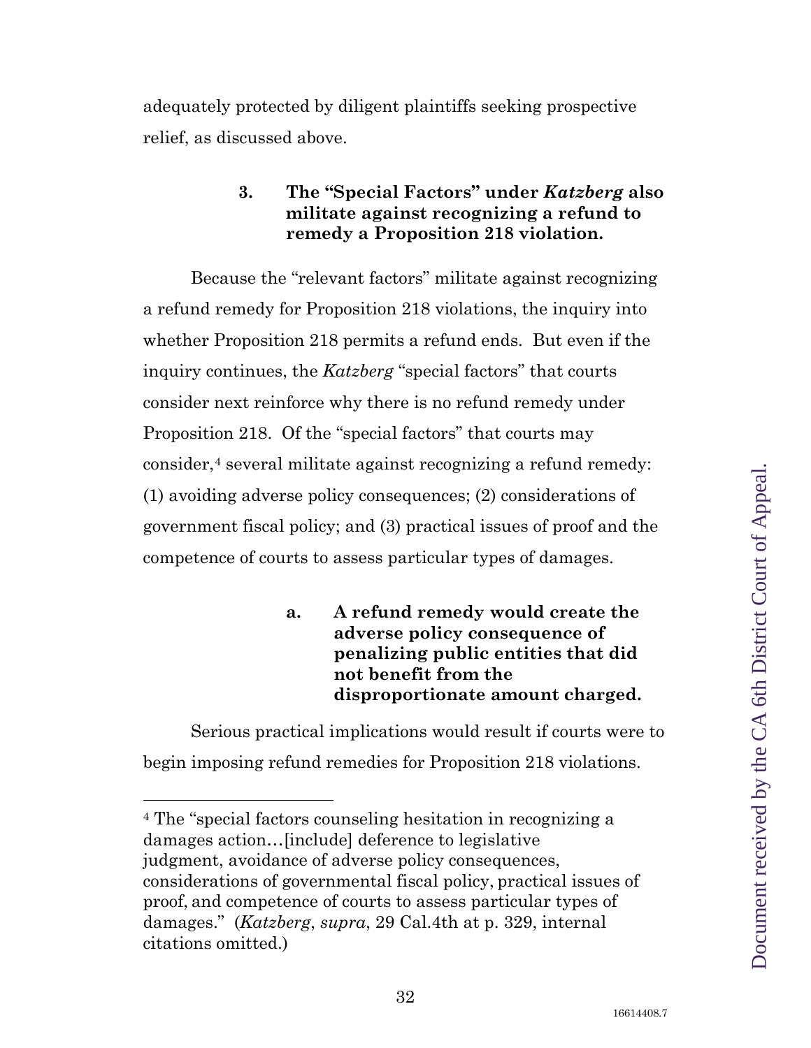adequately protected by diligent plaintiffs seeking prospective relief, as discussed above.

### 3. The "Special Factors" under *Katzberg* also militate against recognizing a refund to remedy a Proposition 218 violation.

Because the "relevant factors" militate against recognizing a refund remedy for Proposition 218 violations, the inquiry into whether Proposition 218 permits a refund ends. But even if the inquiry continues, the *Katzberg* "special factors" that courts consider next reinforce why there is no refund remedy under Proposition 218. Of the "special factors" that courts may consider,[4] several militate against recognizing a refund remedy: (1) avoiding adverse policy consequences; (2) considerations of government fiscal policy; and (3) practical issues of proof and the competence of courts to assess particular types of damages.

#### a. A refund remedy would create the adverse policy consequence of penalizing public entities that did not benefit from the disproportionate amount charged.

Serious practical implications would result if courts were to begin imposing refund remedies for Proposition 218 violations.

---

[4] The "special factors counseling hesitation in recognizing a damages action…[include] deference to legislative judgment, avoidance of adverse policy consequences, considerations of governmental fiscal policy, practical issues of proof, and competence of courts to assess particular types of damages." (*Katzberg*, *supra*, 29 Cal.4th at p. 329, internal citations omitted.)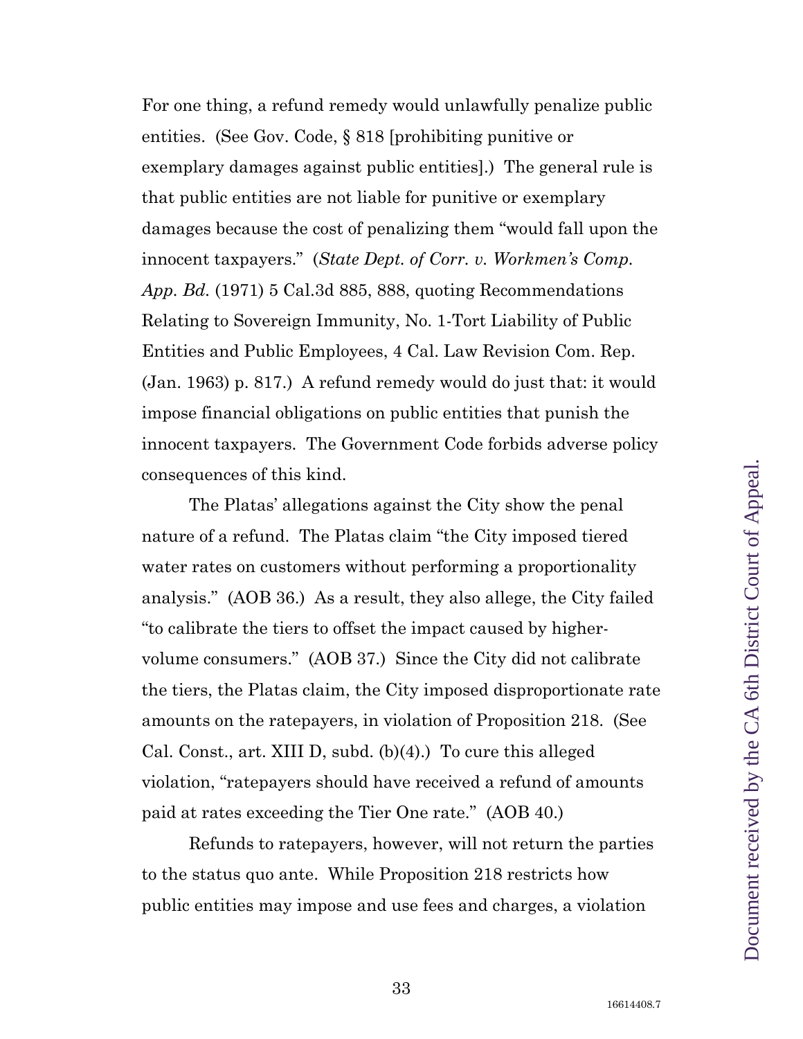For one thing, a refund remedy would unlawfully penalize public entities. (See Gov. Code, § 818 [prohibiting punitive or exemplary damages against public entities].) The general rule is that public entities are not liable for punitive or exemplary damages because the cost of penalizing them "would fall upon the innocent taxpayers." (*State Dept. of Corr. v. Workmen's Comp. App. Bd.* (1971) 5 Cal.3d 885, 888, quoting Recommendations Relating to Sovereign Immunity, No. 1-Tort Liability of Public Entities and Public Employees, 4 Cal. Law Revision Com. Rep. (Jan. 1963) p. 817.) A refund remedy would do just that: it would impose financial obligations on public entities that punish the innocent taxpayers. The Government Code forbids adverse policy consequences of this kind.

The Platas' allegations against the City show the penal nature of a refund. The Platas claim "the City imposed tiered water rates on customers without performing a proportionality analysis." (AOB 36.) As a result, they also allege, the City failed "to calibrate the tiers to offset the impact caused by higher-volume consumers." (AOB 37.) Since the City did not calibrate the tiers, the Platas claim, the City imposed disproportionate rate amounts on the ratepayers, in violation of Proposition 218. (See Cal. Const., art. XIII D, subd. (b)(4).) To cure this alleged violation, "ratepayers should have received a refund of amounts paid at rates exceeding the Tier One rate." (AOB 40.)

Refunds to ratepayers, however, will not return the parties to the status quo ante. While Proposition 218 restricts how public entities may impose and use fees and charges, a violation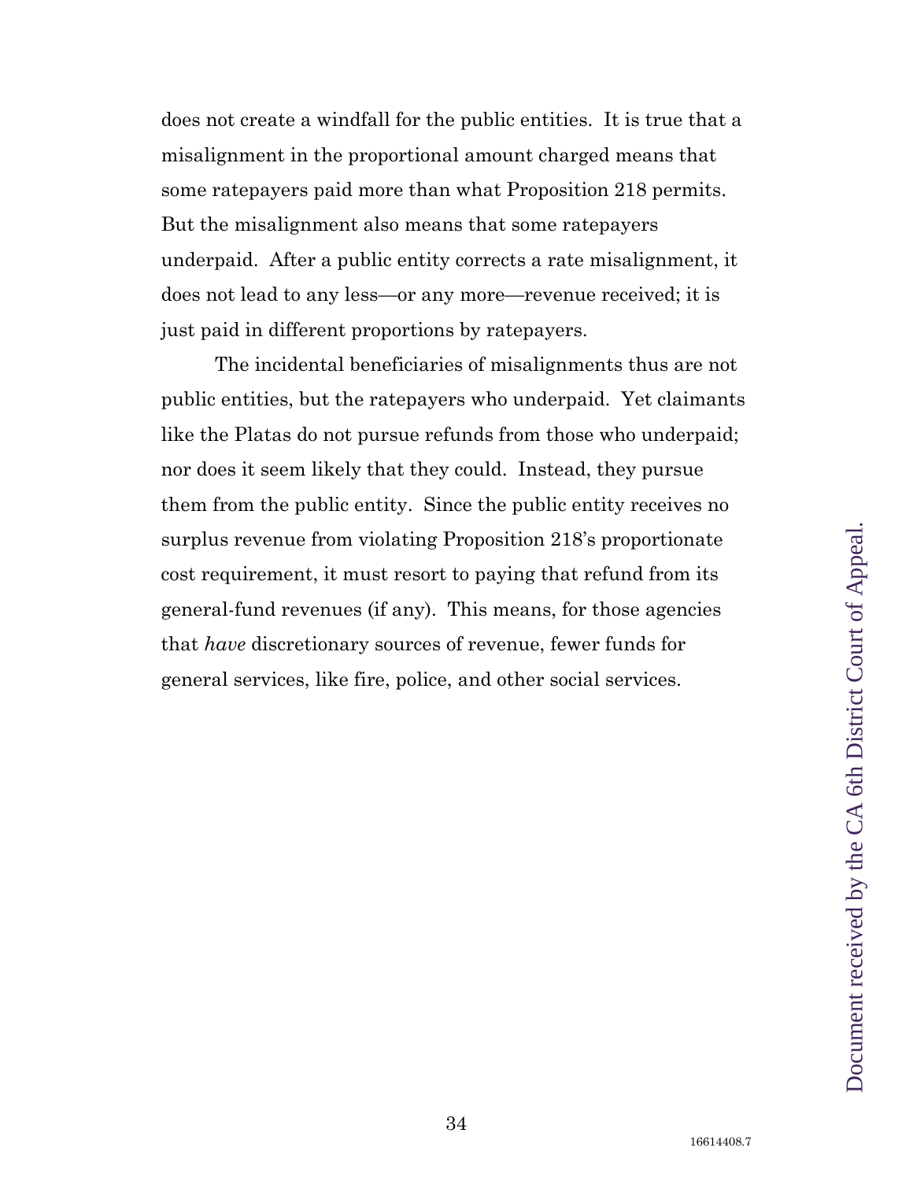does not create a windfall for the public entities. It is true that a misalignment in the proportional amount charged means that some ratepayers paid more than what Proposition 218 permits. But the misalignment also means that some ratepayers underpaid. After a public entity corrects a rate misalignment, it does not lead to any less—or any more—revenue received; it is just paid in different proportions by ratepayers.

The incidental beneficiaries of misalignments thus are not public entities, but the ratepayers who underpaid. Yet claimants like the Platas do not pursue refunds from those who underpaid; nor does it seem likely that they could. Instead, they pursue them from the public entity. Since the public entity receives no surplus revenue from violating Proposition 218's proportionate cost requirement, it must resort to paying that refund from its general-fund revenues (if any). This means, for those agencies that *have* discretionary sources of revenue, fewer funds for general services, like fire, police, and other social services.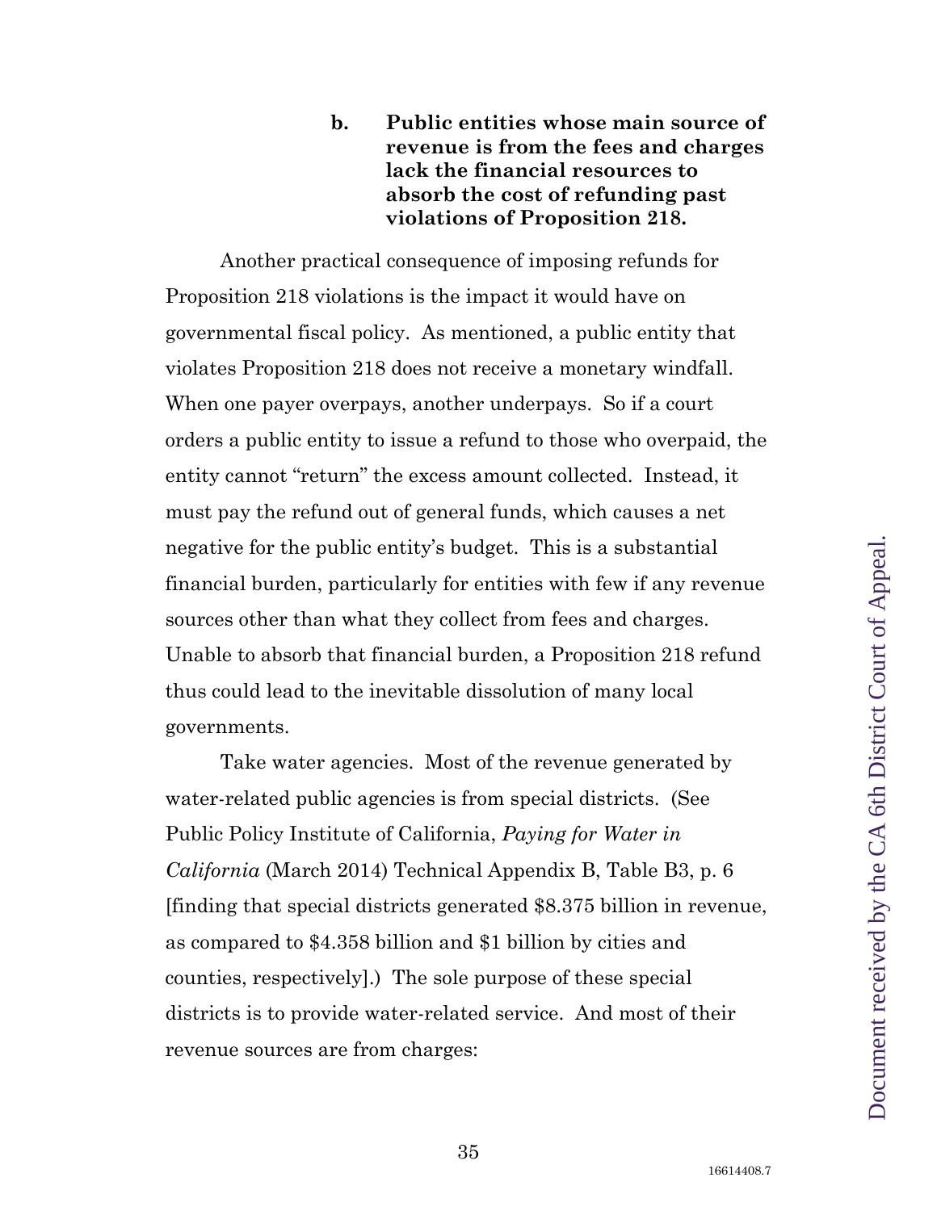**b. Public entities whose main source of revenue is from the fees and charges lack the financial resources to absorb the cost of refunding past violations of Proposition 218.**

Another practical consequence of imposing refunds for Proposition 218 violations is the impact it would have on governmental fiscal policy. As mentioned, a public entity that violates Proposition 218 does not receive a monetary windfall. When one payer overpays, another underpays. So if a court orders a public entity to issue a refund to those who overpaid, the entity cannot "return" the excess amount collected. Instead, it must pay the refund out of general funds, which causes a net negative for the public entity's budget. This is a substantial financial burden, particularly for entities with few if any revenue sources other than what they collect from fees and charges. Unable to absorb that financial burden, a Proposition 218 refund thus could lead to the inevitable dissolution of many local governments.

Take water agencies. Most of the revenue generated by water-related public agencies is from special districts. (See Public Policy Institute of California, *Paying for Water in California* (March 2014) Technical Appendix B, Table B3, p. 6 [finding that special districts generated $8.375 billion in revenue, as compared to $4.358 billion and $1 billion by cities and counties, respectively].) The sole purpose of these special districts is to provide water-related service. And most of their revenue sources are from charges: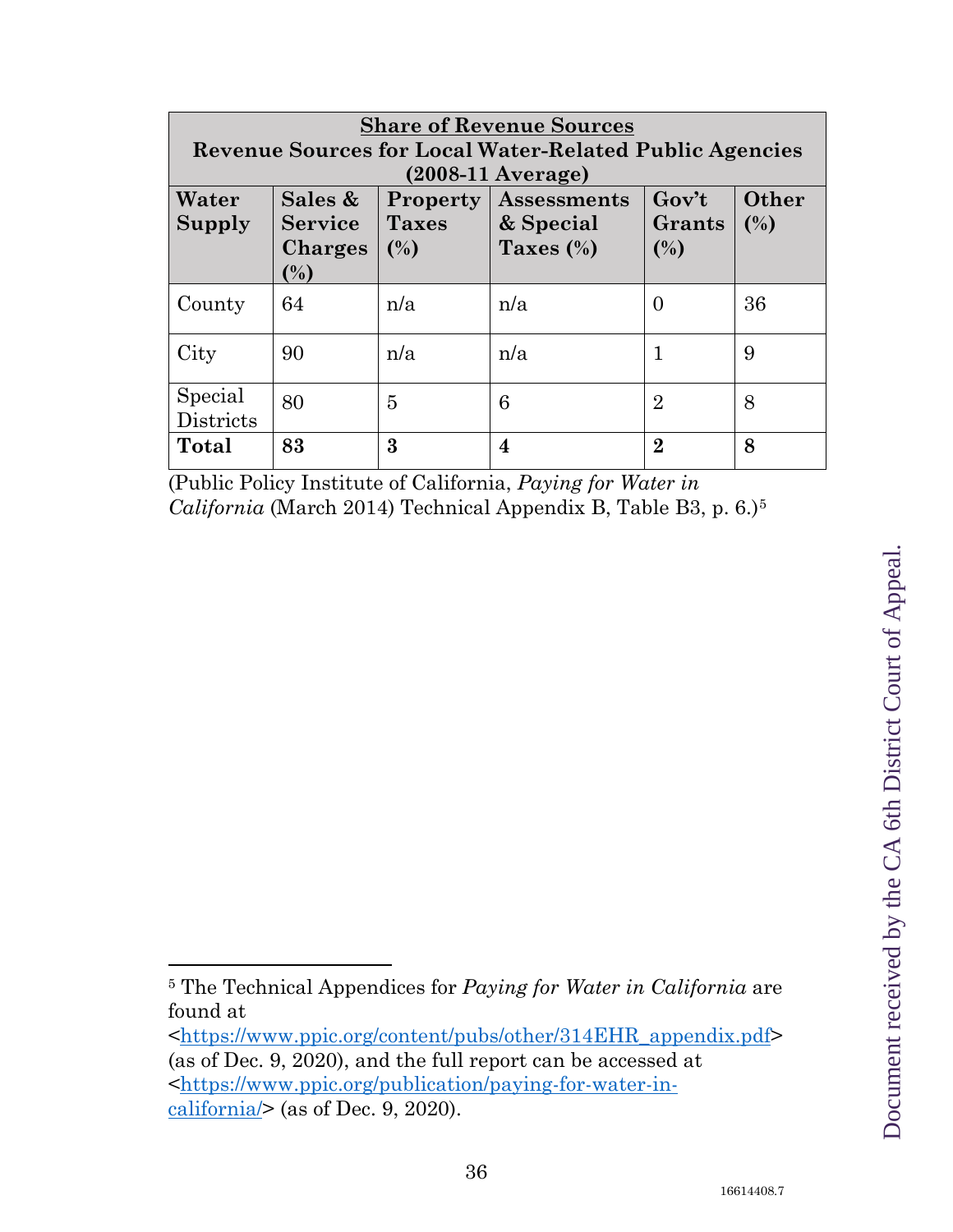| **Share of Revenue Sources**<br>**Revenue Sources for Local Water-Related Public Agencies (2008-11 Average)** | | | | | |
|---|---|---|---|---|---|
| **Water Supply** | **Sales & Service Charges (%)** | **Property Taxes (%)** | **Assessments & Special Taxes (%)** | **Gov't Grants (%)** | **Other (%)** |
| County | 64 | n/a | n/a | 0 | 36 |
| City | 90 | n/a | n/a | 1 | 9 |
| Special Districts | 80 | 5 | 6 | 2 | 8 |
| **Total** | **83** | **3** | **4** | **2** | **8** |

(Public Policy Institute of California, *Paying for Water in California* (March 2014) Technical Appendix B, Table B3, p. 6.)[5]

---

[5] The Technical Appendices for *Paying for Water in California* are found at <https://www.ppic.org/content/pubs/other/314EHR_appendix.pdf> (as of Dec. 9, 2020), and the full report can be accessed at <https://www.ppic.org/publication/paying-for-water-in-california/> (as of Dec. 9, 2020).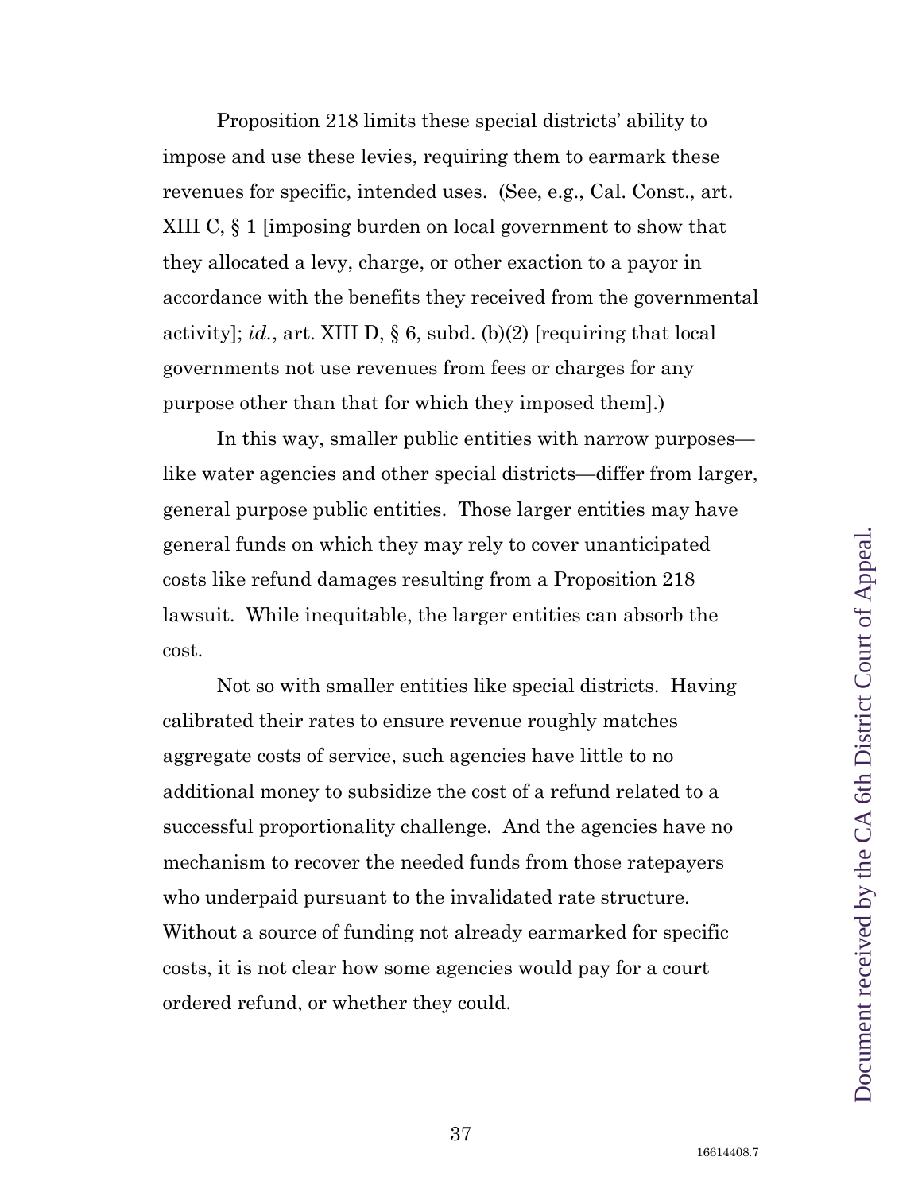Proposition 218 limits these special districts' ability to impose and use these levies, requiring them to earmark these revenues for specific, intended uses. (See, e.g., Cal. Const., art. XIII C, § 1 [imposing burden on local government to show that they allocated a levy, charge, or other exaction to a payor in accordance with the benefits they received from the governmental activity]; *id.*, art. XIII D, § 6, subd. (b)(2) [requiring that local governments not use revenues from fees or charges for any purpose other than that for which they imposed them].)

In this way, smaller public entities with narrow purposes—like water agencies and other special districts—differ from larger, general purpose public entities. Those larger entities may have general funds on which they may rely to cover unanticipated costs like refund damages resulting from a Proposition 218 lawsuit. While inequitable, the larger entities can absorb the cost.

Not so with smaller entities like special districts. Having calibrated their rates to ensure revenue roughly matches aggregate costs of service, such agencies have little to no additional money to subsidize the cost of a refund related to a successful proportionality challenge. And the agencies have no mechanism to recover the needed funds from those ratepayers who underpaid pursuant to the invalidated rate structure. Without a source of funding not already earmarked for specific costs, it is not clear how some agencies would pay for a court ordered refund, or whether they could.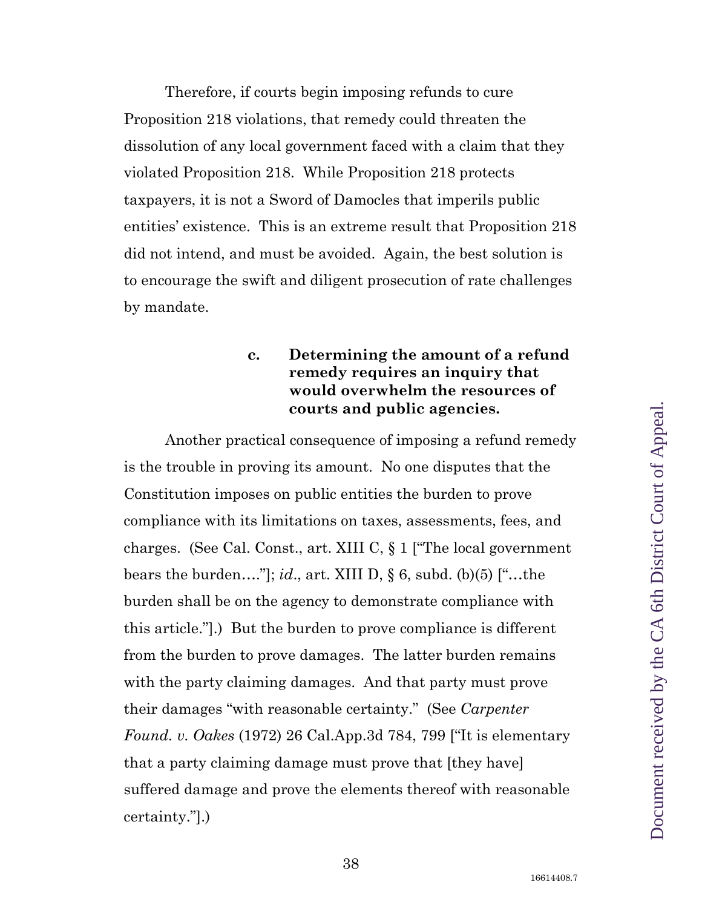Therefore, if courts begin imposing refunds to cure Proposition 218 violations, that remedy could threaten the dissolution of any local government faced with a claim that they violated Proposition 218. While Proposition 218 protects taxpayers, it is not a Sword of Damocles that imperils public entities' existence. This is an extreme result that Proposition 218 did not intend, and must be avoided. Again, the best solution is to encourage the swift and diligent prosecution of rate challenges by mandate.

#### c. Determining the amount of a refund remedy requires an inquiry that would overwhelm the resources of courts and public agencies.

Another practical consequence of imposing a refund remedy is the trouble in proving its amount. No one disputes that the Constitution imposes on public entities the burden to prove compliance with its limitations on taxes, assessments, fees, and charges. (See Cal. Const., art. XIII C, § 1 ["The local government bears the burden…."]; *id*., art. XIII D, § 6, subd. (b)(5) ["…the burden shall be on the agency to demonstrate compliance with this article."].) But the burden to prove compliance is different from the burden to prove damages. The latter burden remains with the party claiming damages. And that party must prove their damages "with reasonable certainty." (See *Carpenter Found. v. Oakes* (1972) 26 Cal.App.3d 784, 799 ["It is elementary that a party claiming damage must prove that [they have] suffered damage and prove the elements thereof with reasonable certainty."].)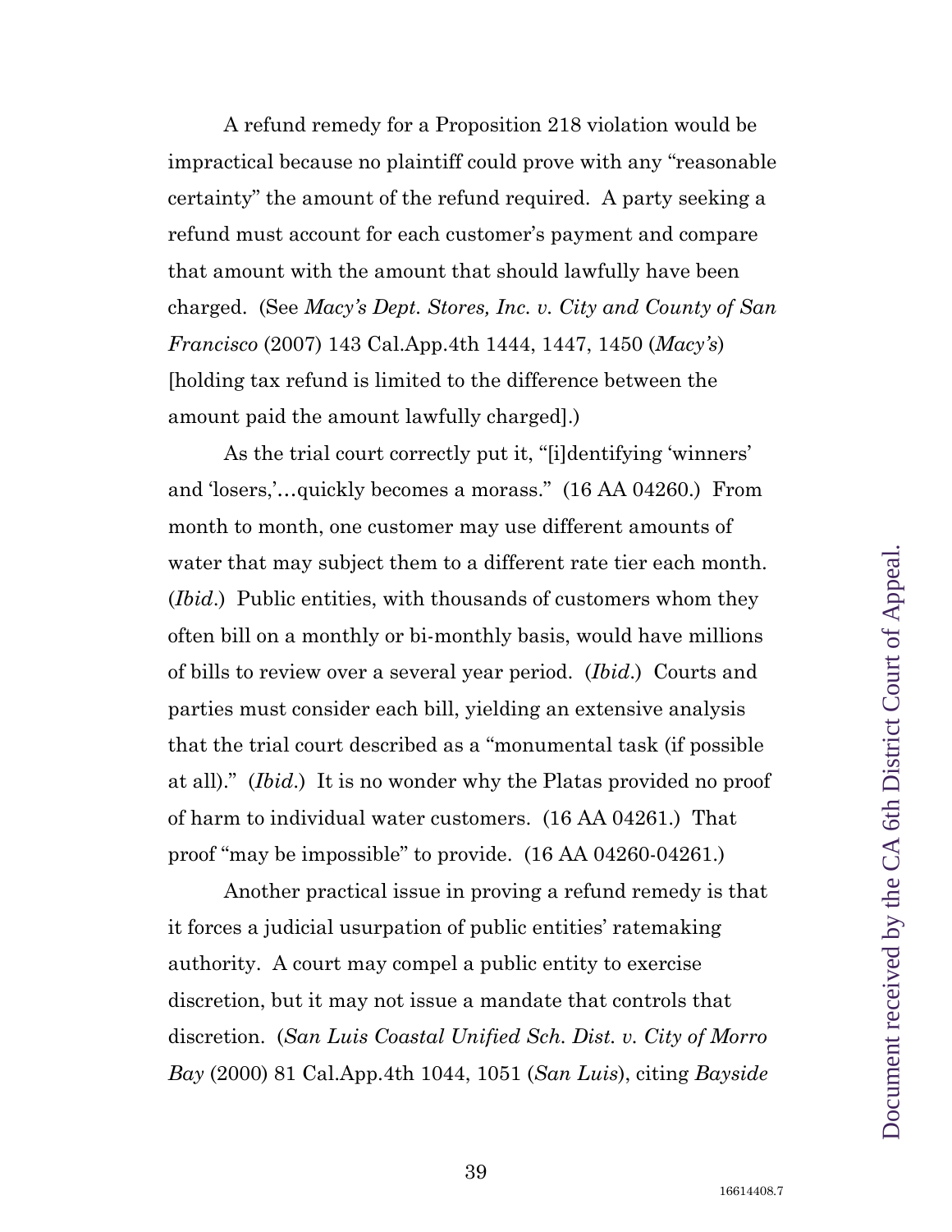A refund remedy for a Proposition 218 violation would be impractical because no plaintiff could prove with any "reasonable certainty" the amount of the refund required. A party seeking a refund must account for each customer's payment and compare that amount with the amount that should lawfully have been charged. (See *Macy's Dept. Stores, Inc. v. City and County of San Francisco* (2007) 143 Cal.App.4th 1444, 1447, 1450 (*Macy's*) [holding tax refund is limited to the difference between the amount paid the amount lawfully charged].)

As the trial court correctly put it, "[i]dentifying 'winners' and 'losers,'…quickly becomes a morass." (16 AA 04260.) From month to month, one customer may use different amounts of water that may subject them to a different rate tier each month. (*Ibid*.) Public entities, with thousands of customers whom they often bill on a monthly or bi-monthly basis, would have millions of bills to review over a several year period. (*Ibid*.) Courts and parties must consider each bill, yielding an extensive analysis that the trial court described as a "monumental task (if possible at all)." (*Ibid*.) It is no wonder why the Platas provided no proof of harm to individual water customers. (16 AA 04261.) That proof "may be impossible" to provide. (16 AA 04260-04261.)

Another practical issue in proving a refund remedy is that it forces a judicial usurpation of public entities' ratemaking authority. A court may compel a public entity to exercise discretion, but it may not issue a mandate that controls that discretion. (*San Luis Coastal Unified Sch. Dist. v. City of Morro Bay* (2000) 81 Cal.App.4th 1044, 1051 (*San Luis*), citing *Bayside*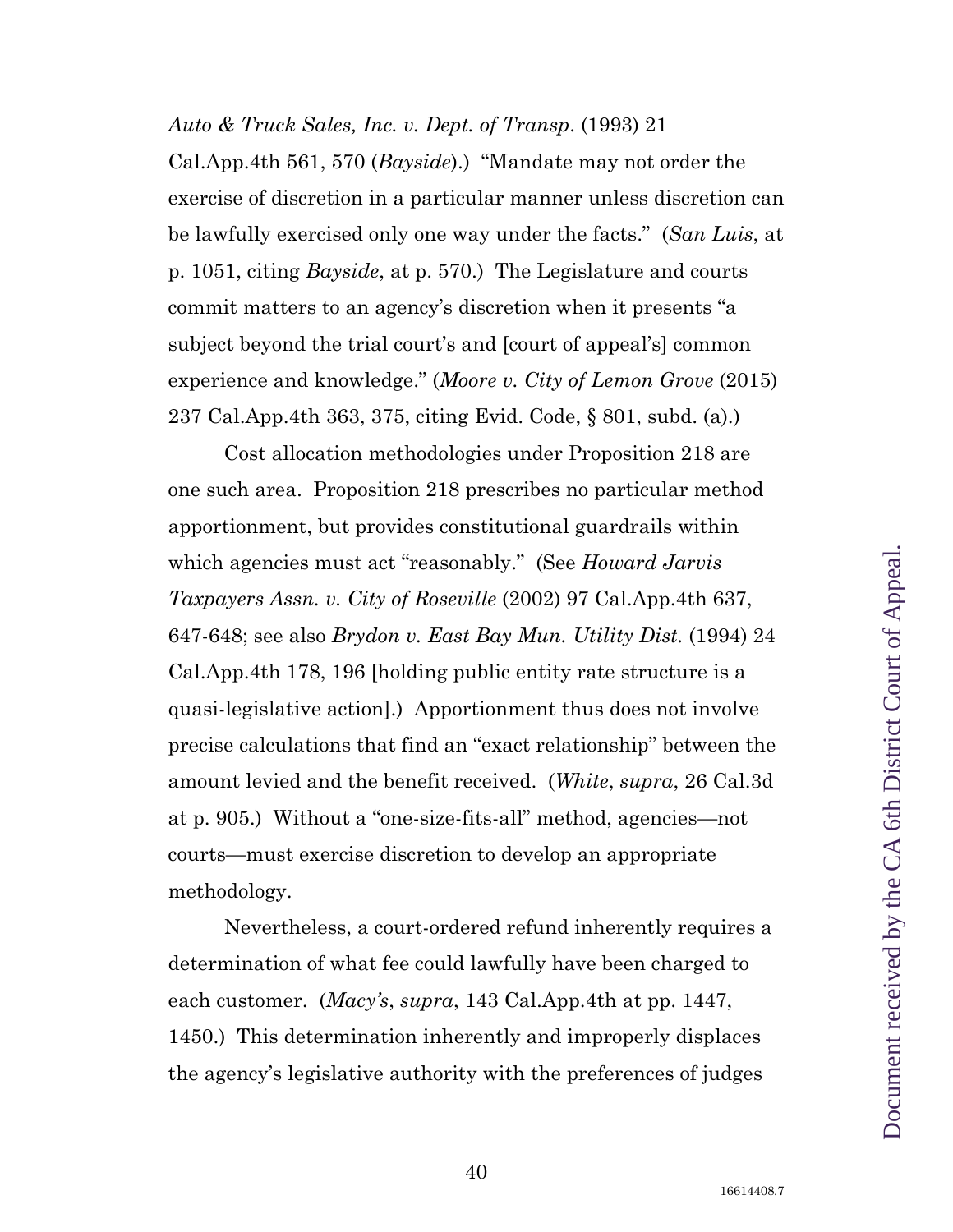*Auto & Truck Sales, Inc. v. Dept. of Transp*. (1993) 21 Cal.App.4th 561, 570 (*Bayside*).) "Mandate may not order the exercise of discretion in a particular manner unless discretion can be lawfully exercised only one way under the facts." (*San Luis*, at p. 1051, citing *Bayside*, at p. 570.) The Legislature and courts commit matters to an agency's discretion when it presents "a subject beyond the trial court's and [court of appeal's] common experience and knowledge." (*Moore v. City of Lemon Grove* (2015) 237 Cal.App.4th 363, 375, citing Evid. Code, § 801, subd. (a).)

Cost allocation methodologies under Proposition 218 are one such area. Proposition 218 prescribes no particular method apportionment, but provides constitutional guardrails within which agencies must act "reasonably." (See *Howard Jarvis Taxpayers Assn. v. City of Roseville* (2002) 97 Cal.App.4th 637, 647-648; see also *Brydon v. East Bay Mun. Utility Dist.* (1994) 24 Cal.App.4th 178, 196 [holding public entity rate structure is a quasi-legislative action].) Apportionment thus does not involve precise calculations that find an "exact relationship" between the amount levied and the benefit received. (*White*, *supra*, 26 Cal.3d at p. 905.) Without a "one-size-fits-all" method, agencies—not courts—must exercise discretion to develop an appropriate methodology.

Nevertheless, a court-ordered refund inherently requires a determination of what fee could lawfully have been charged to each customer. (*Macy's*, *supra*, 143 Cal.App.4th at pp. 1447, 1450.) This determination inherently and improperly displaces the agency's legislative authority with the preferences of judges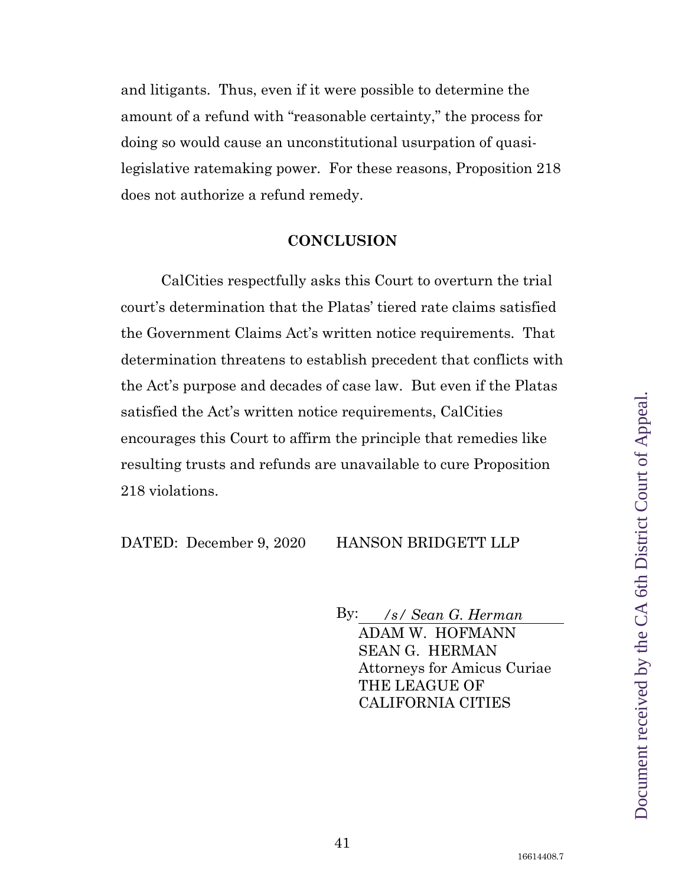and litigants. Thus, even if it were possible to determine the amount of a refund with "reasonable certainty," the process for doing so would cause an unconstitutional usurpation of quasi-legislative ratemaking power. For these reasons, Proposition 218 does not authorize a refund remedy.

## CONCLUSION

CalCities respectfully asks this Court to overturn the trial court's determination that the Platas' tiered rate claims satisfied the Government Claims Act's written notice requirements. That determination threatens to establish precedent that conflicts with the Act's purpose and decades of case law. But even if the Platas satisfied the Act's written notice requirements, CalCities encourages this Court to affirm the principle that remedies like resulting trusts and refunds are unavailable to cure Proposition 218 violations.

DATED: December 9, 2020 HANSON BRIDGETT LLP

By: */s/ Sean G. Herman*
ADAM W. HOFMANN
SEAN G. HERMAN
Attorneys for Amicus Curiae
THE LEAGUE OF
CALIFORNIA CITIES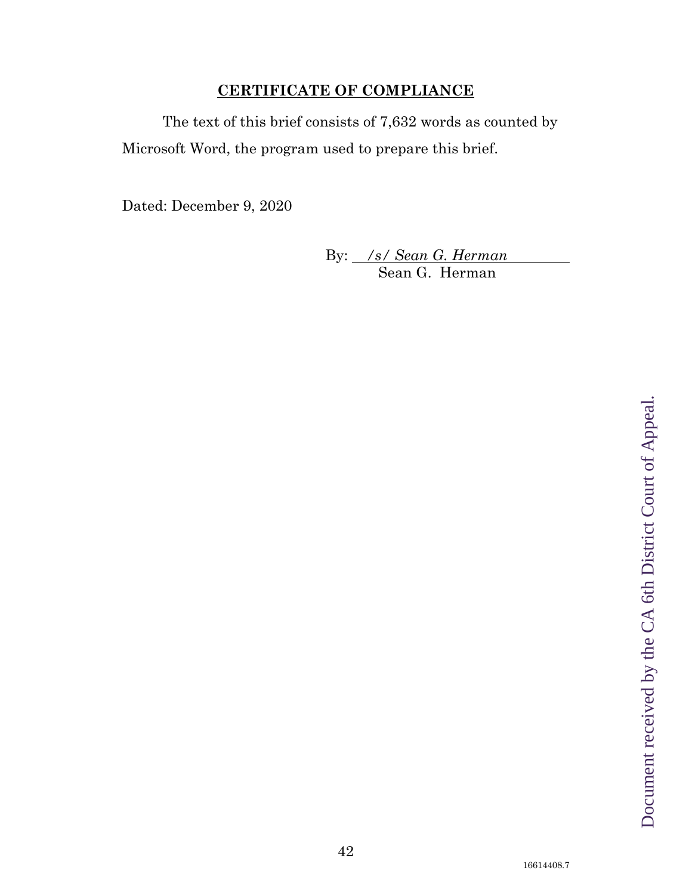**CERTIFICATE OF COMPLIANCE**

The text of this brief consists of 7,632 words as counted by Microsoft Word, the program used to prepare this brief.

Dated: December 9, 2020

By: *\/s/ Sean G. Herman*
Sean G. Herman

Document received by the CA 6th District Court of Appeal.

16614408.7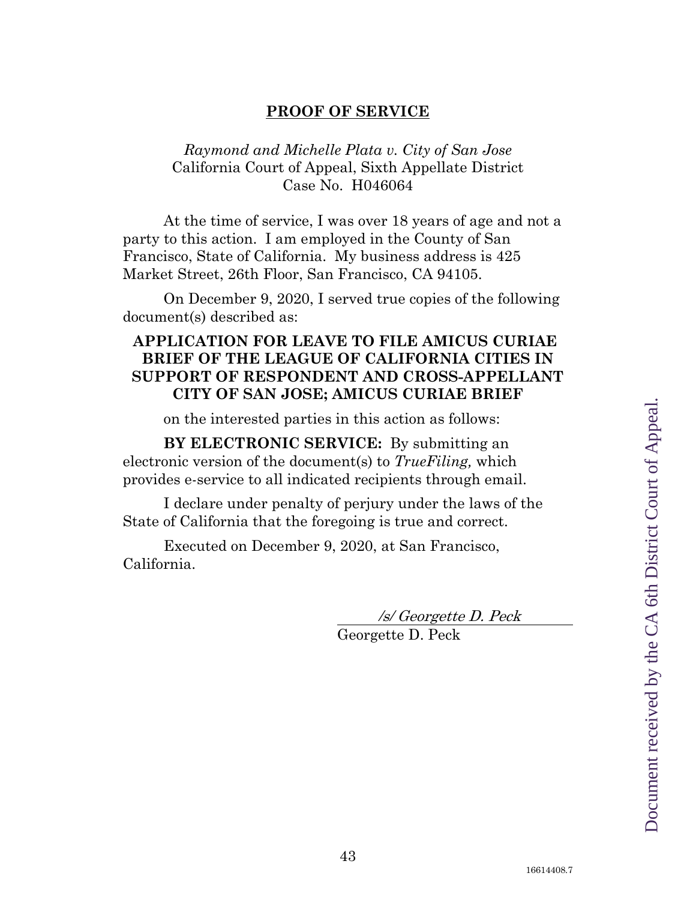**PROOF OF SERVICE**

*Raymond and Michelle Plata v. City of San Jose*
California Court of Appeal, Sixth Appellate District
Case No. H046064

At the time of service, I was over 18 years of age and not a party to this action. I am employed in the County of San Francisco, State of California. My business address is 425 Market Street, 26th Floor, San Francisco, CA 94105.

On December 9, 2020, I served true copies of the following document(s) described as:

**APPLICATION FOR LEAVE TO FILE AMICUS CURIAE BRIEF OF THE LEAGUE OF CALIFORNIA CITIES IN SUPPORT OF RESPONDENT AND CROSS-APPELLANT CITY OF SAN JOSE; AMICUS CURIAE BRIEF**

on the interested parties in this action as follows:

**BY ELECTRONIC SERVICE:** By submitting an electronic version of the document(s) to *TrueFiling,* which provides e-service to all indicated recipients through email.

I declare under penalty of perjury under the laws of the State of California that the foregoing is true and correct.

Executed on December 9, 2020, at San Francisco, California.

*/s/ Georgette D. Peck*
Georgette D. Peck

16614408.7

Document received by the CA 6th District Court of Appeal.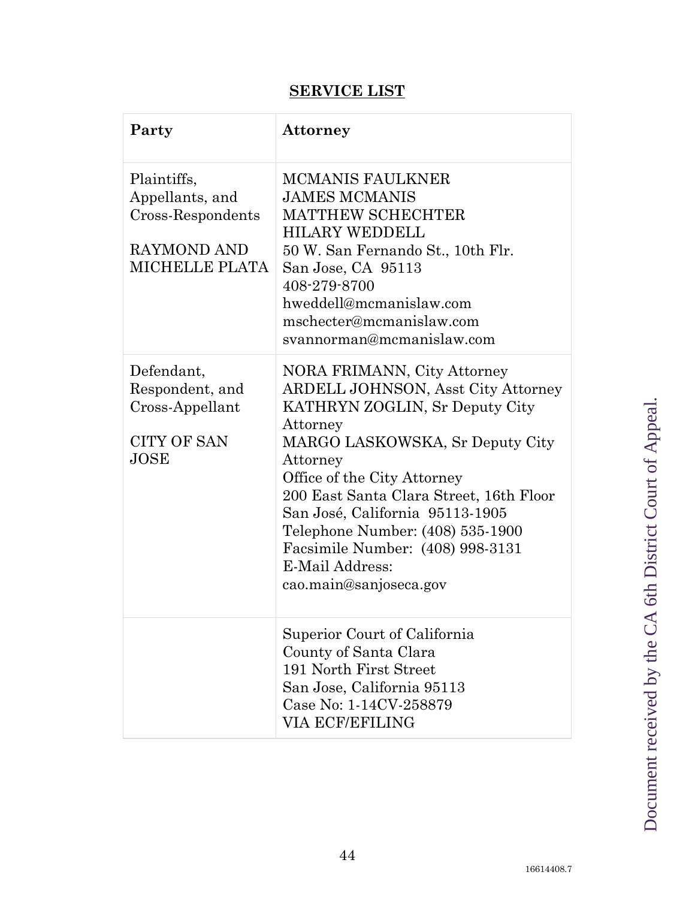**SERVICE LIST**

| Party | Attorney |
|---|---|
| Plaintiffs, Appellants, and Cross-Respondents<br><br>RAYMOND AND MICHELLE PLATA | MCMANIS FAULKNER<br>JAMES MCMANIS<br>MATTHEW SCHECHTER<br>HILARY WEDDELL<br>50 W. San Fernando St., 10th Flr.<br>San Jose, CA 95113<br>408-279-8700<br>hweddell@mcmanislaw.com<br>mschecter@mcmanislaw.com<br>svannorman@mcmanislaw.com |
| Defendant, Respondent, and Cross-Appellant<br><br>CITY OF SAN JOSE | NORA FRIMANN, City Attorney<br>ARDELL JOHNSON, Asst City Attorney<br>KATHRYN ZOGLIN, Sr Deputy City Attorney<br>MARGO LASKOWSKA, Sr Deputy City Attorney<br>Office of the City Attorney<br>200 East Santa Clara Street, 16th Floor<br>San José, California 95113-1905<br>Telephone Number: (408) 535-1900<br>Facsimile Number: (408) 998-3131<br>E-Mail Address:<br>cao.main@sanjoseca.gov |
| | Superior Court of California<br>County of Santa Clara<br>191 North First Street<br>San Jose, California 95113<br>Case No: 1-14CV-258879<br>VIA ECF/EFILING |

Document received by the CA 6th District Court of Appeal.

16614408.7